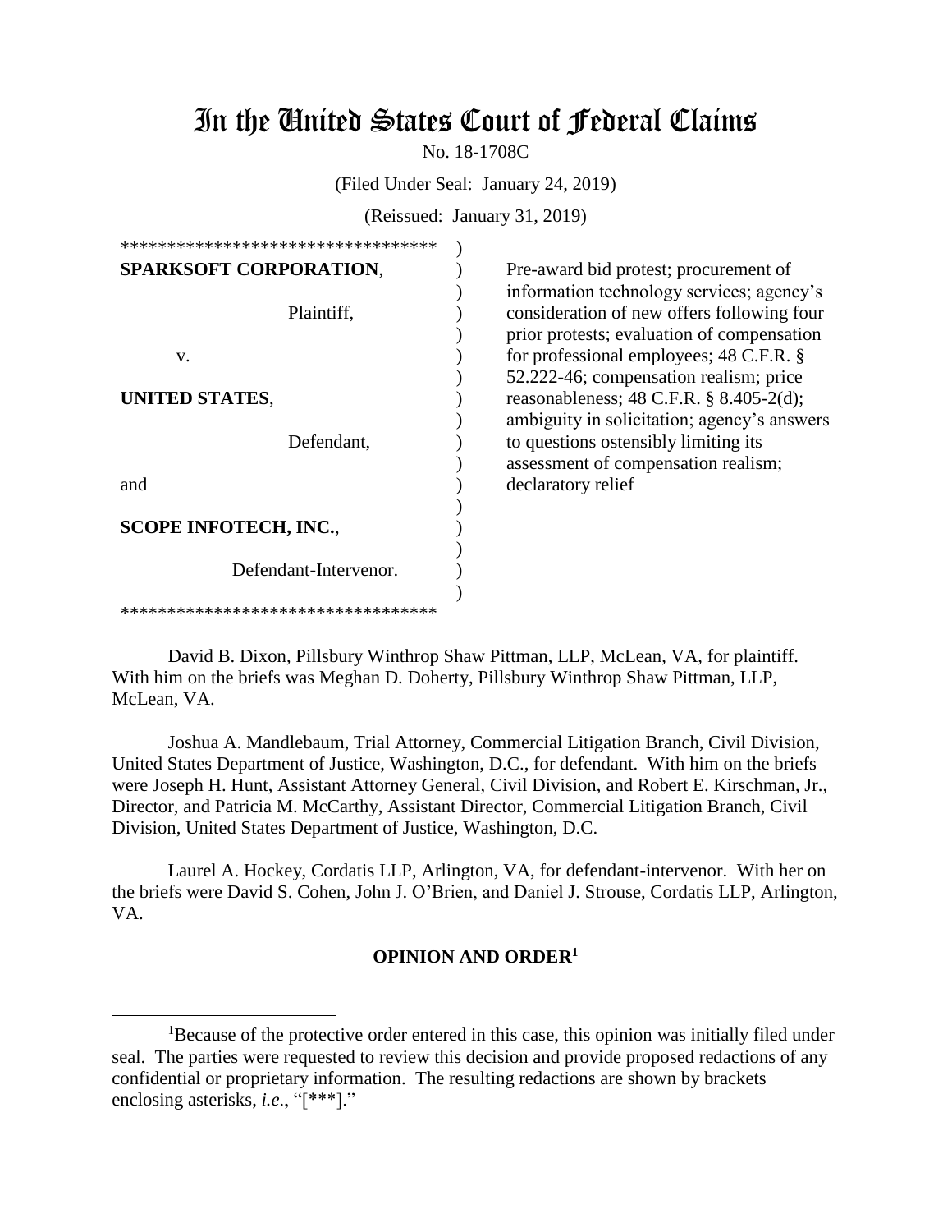# In the United States Court of Federal Claims

No. 18-1708C

(Filed Under Seal: January 24, 2019)

(Reissued: January 31, 2019)

| | |
|---|---|
| **SPARKSOFT CORPORATION**, Plaintiff, v. **UNITED STATES**, Defendant, and **SCOPE INFOTECH, INC.**, Defendant-Intervenor. | Pre-award bid protest; procurement of information technology services; agency's consideration of new offers following four prior protests; evaluation of compensation for professional employees; 48 C.F.R. § 52.222-46; compensation realism; price reasonableness; 48 C.F.R. § 8.405-2(d); ambiguity in solicitation; agency's answers to questions ostensibly limiting its assessment of compensation realism; declaratory relief |

David B. Dixon, Pillsbury Winthrop Shaw Pittman, LLP, McLean, VA, for plaintiff. With him on the briefs was Meghan D. Doherty, Pillsbury Winthrop Shaw Pittman, LLP, McLean, VA.

Joshua A. Mandlebaum, Trial Attorney, Commercial Litigation Branch, Civil Division, United States Department of Justice, Washington, D.C., for defendant. With him on the briefs were Joseph H. Hunt, Assistant Attorney General, Civil Division, and Robert E. Kirschman, Jr., Director, and Patricia M. McCarthy, Assistant Director, Commercial Litigation Branch, Civil Division, United States Department of Justice, Washington, D.C.

Laurel A. Hockey, Cordatis LLP, Arlington, VA, for defendant-intervenor. With her on the briefs were David S. Cohen, John J. O'Brien, and Daniel J. Strouse, Cordatis LLP, Arlington, VA.

## OPINION AND ORDER[1]

[1]Because of the protective order entered in this case, this opinion was initially filed under seal. The parties were requested to review this decision and provide proposed redactions of any confidential or proprietary information. The resulting redactions are shown by brackets enclosing asterisks, *i.e*., "[***]."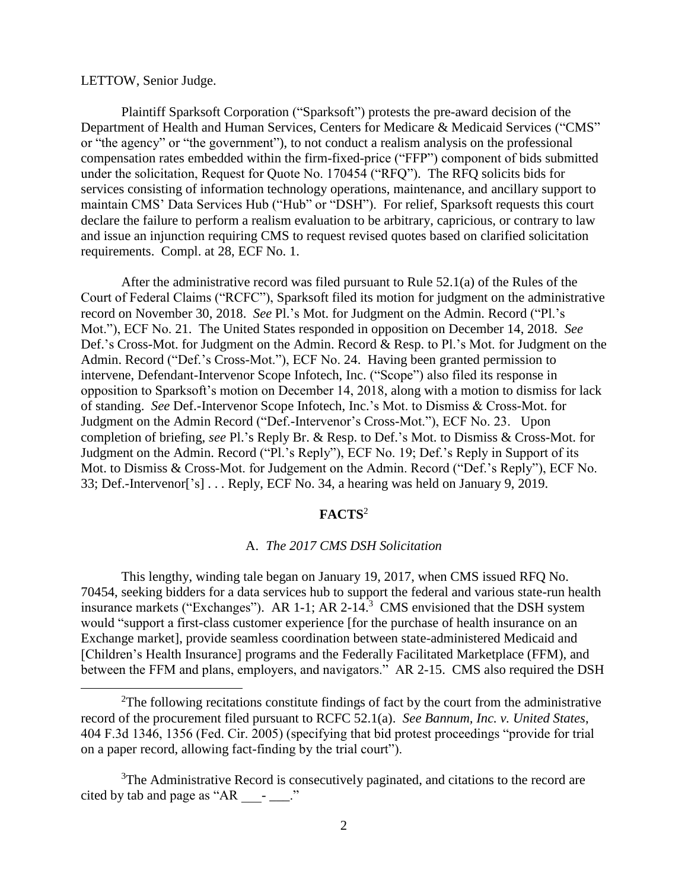LETTOW, Senior Judge.

Plaintiff Sparksoft Corporation ("Sparksoft") protests the pre-award decision of the Department of Health and Human Services, Centers for Medicare & Medicaid Services ("CMS" or "the agency" or "the government"), to not conduct a realism analysis on the professional compensation rates embedded within the firm-fixed-price ("FFP") component of bids submitted under the solicitation, Request for Quote No. 170454 ("RFQ"). The RFQ solicits bids for services consisting of information technology operations, maintenance, and ancillary support to maintain CMS' Data Services Hub ("Hub" or "DSH"). For relief, Sparksoft requests this court declare the failure to perform a realism evaluation to be arbitrary, capricious, or contrary to law and issue an injunction requiring CMS to request revised quotes based on clarified solicitation requirements. Compl. at 28, ECF No. 1.

After the administrative record was filed pursuant to Rule 52.1(a) of the Rules of the Court of Federal Claims ("RCFC"), Sparksoft filed its motion for judgment on the administrative record on November 30, 2018. *See* Pl.'s Mot. for Judgment on the Admin. Record ("Pl.'s Mot."), ECF No. 21. The United States responded in opposition on December 14, 2018. *See* Def.'s Cross-Mot. for Judgment on the Admin. Record & Resp. to Pl.'s Mot. for Judgment on the Admin. Record ("Def.'s Cross-Mot."), ECF No. 24. Having been granted permission to intervene, Defendant-Intervenor Scope Infotech, Inc. ("Scope") also filed its response in opposition to Sparksoft's motion on December 14, 2018, along with a motion to dismiss for lack of standing. *See* Def.-Intervenor Scope Infotech, Inc.'s Mot. to Dismiss & Cross-Mot. for Judgment on the Admin Record ("Def.-Intervenor's Cross-Mot."), ECF No. 23. Upon completion of briefing, *see* Pl.'s Reply Br. & Resp. to Def.'s Mot. to Dismiss & Cross-Mot. for Judgment on the Admin. Record ("Pl.'s Reply"), ECF No. 19; Def.'s Reply in Support of its Mot. to Dismiss & Cross-Mot. for Judgement on the Admin. Record ("Def.'s Reply"), ECF No. 33; Def.-Intervenor['s] . . . Reply, ECF No. 34, a hearing was held on January 9, 2019.

## FACTS[2]

### A. *The 2017 CMS DSH Solicitation*

This lengthy, winding tale began on January 19, 2017, when CMS issued RFQ No. 70454, seeking bidders for a data services hub to support the federal and various state-run health insurance markets ("Exchanges"). AR 1-1; AR 2-14.[3] CMS envisioned that the DSH system would "support a first-class customer experience [for the purchase of health insurance on an Exchange market], provide seamless coordination between state-administered Medicaid and [Children's Health Insurance] programs and the Federally Facilitated Marketplace (FFM), and between the FFM and plans, employers, and navigators." AR 2-15. CMS also required the DSH

---

[2]The following recitations constitute findings of fact by the court from the administrative record of the procurement filed pursuant to RCFC 52.1(a). *See Bannum, Inc. v. United States*, 404 F.3d 1346, 1356 (Fed. Cir. 2005) (specifying that bid protest proceedings "provide for trial on a paper record, allowing fact-finding by the trial court").

[3]The Administrative Record is consecutively paginated, and citations to the record are cited by tab and page as "AR ___-___."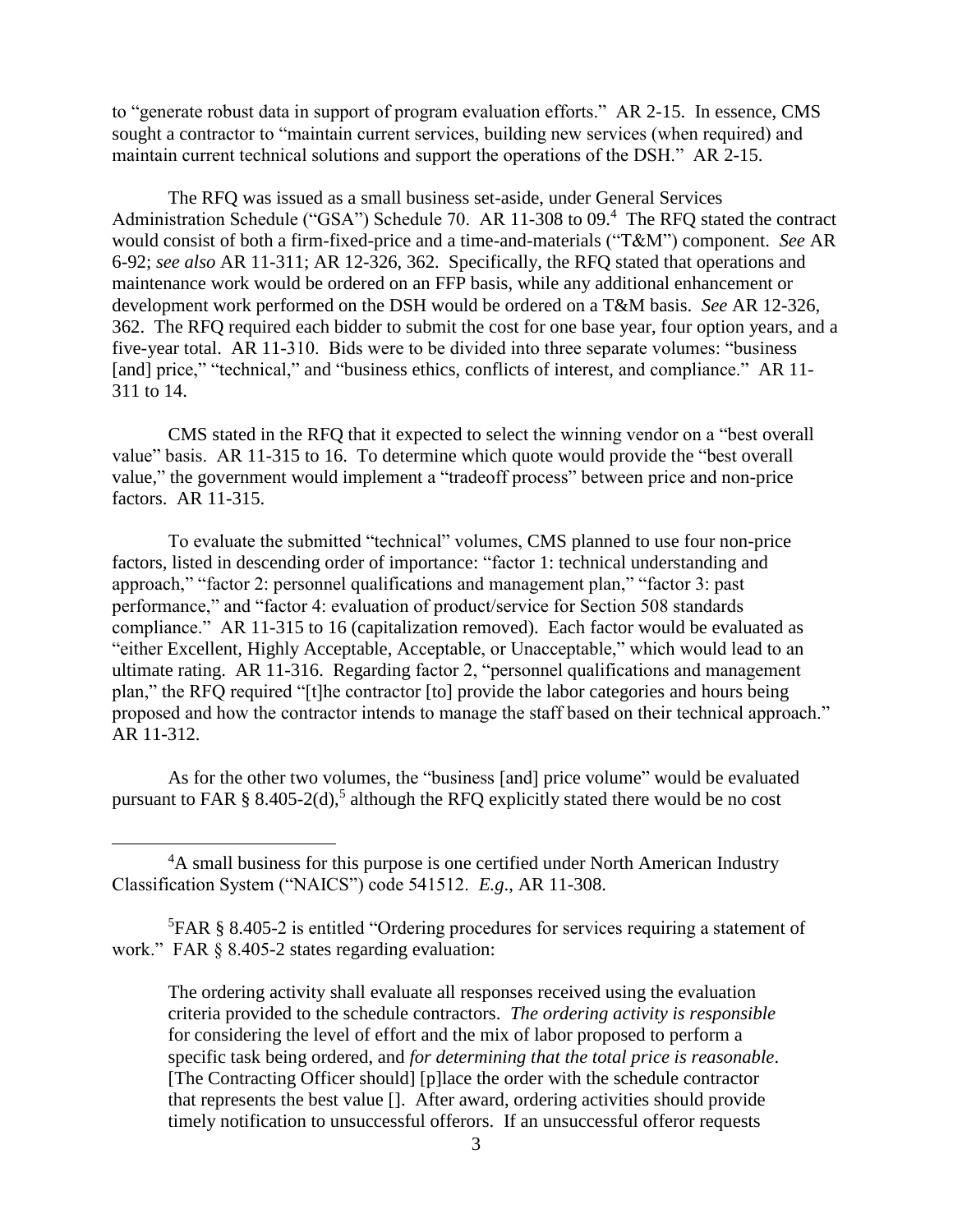to "generate robust data in support of program evaluation efforts." AR 2-15. In essence, CMS sought a contractor to "maintain current services, building new services (when required) and maintain current technical solutions and support the operations of the DSH." AR 2-15.

The RFQ was issued as a small business set-aside, under General Services Administration Schedule ("GSA") Schedule 70. AR 11-308 to 09.[4] The RFQ stated the contract would consist of both a firm-fixed-price and a time-and-materials ("T&M") component. *See* AR 6-92; *see also* AR 11-311; AR 12-326, 362. Specifically, the RFQ stated that operations and maintenance work would be ordered on an FFP basis, while any additional enhancement or development work performed on the DSH would be ordered on a T&M basis. *See* AR 12-326, 362. The RFQ required each bidder to submit the cost for one base year, four option years, and a five-year total. AR 11-310. Bids were to be divided into three separate volumes: "business [and] price," "technical," and "business ethics, conflicts of interest, and compliance." AR 11-311 to 14.

CMS stated in the RFQ that it expected to select the winning vendor on a "best overall value" basis. AR 11-315 to 16. To determine which quote would provide the "best overall value," the government would implement a "tradeoff process" between price and non-price factors. AR 11-315.

To evaluate the submitted "technical" volumes, CMS planned to use four non-price factors, listed in descending order of importance: "factor 1: technical understanding and approach," "factor 2: personnel qualifications and management plan," "factor 3: past performance," and "factor 4: evaluation of product/service for Section 508 standards compliance." AR 11-315 to 16 (capitalization removed). Each factor would be evaluated as "either Excellent, Highly Acceptable, Acceptable, or Unacceptable," which would lead to an ultimate rating. AR 11-316. Regarding factor 2, "personnel qualifications and management plan," the RFQ required "[t]he contractor [to] provide the labor categories and hours being proposed and how the contractor intends to manage the staff based on their technical approach." AR 11-312.

As for the other two volumes, the "business [and] price volume" would be evaluated pursuant to FAR § 8.405-2(d),[5] although the RFQ explicitly stated there would be no cost

---

[4]A small business for this purpose is one certified under North American Industry Classification System ("NAICS") code 541512. *E.g.*, AR 11-308.

[5]FAR § 8.405-2 is entitled "Ordering procedures for services requiring a statement of work." FAR § 8.405-2 states regarding evaluation:

> The ordering activity shall evaluate all responses received using the evaluation criteria provided to the schedule contractors. *The ordering activity is responsible* for considering the level of effort and the mix of labor proposed to perform a specific task being ordered, and *for determining that the total price is reasonable*. [The Contracting Officer should] [p]lace the order with the schedule contractor that represents the best value []. After award, ordering activities should provide timely notification to unsuccessful offerors. If an unsuccessful offeror requests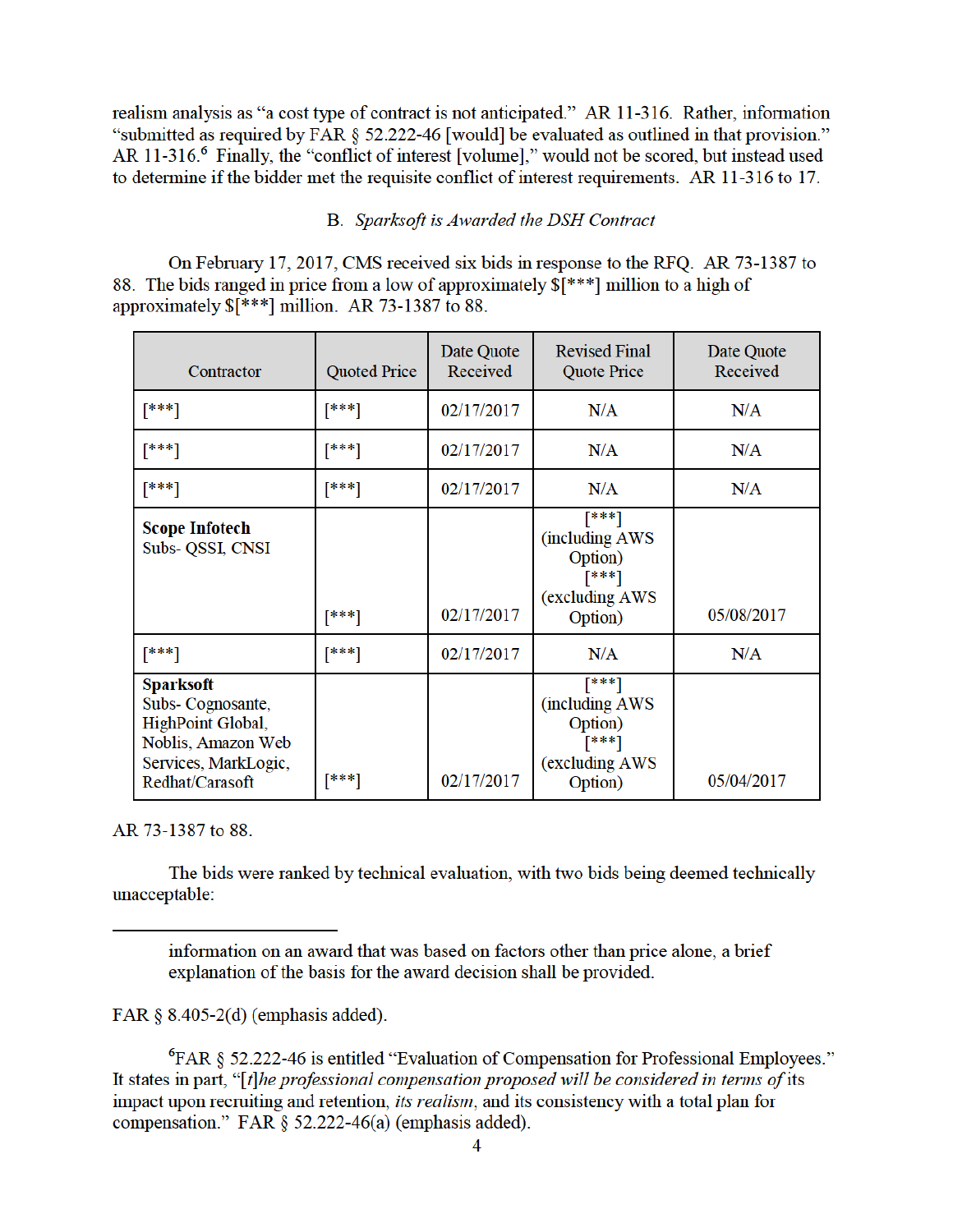realism analysis as "a cost type of contract is not anticipated." AR 11-316. Rather, information "submitted as required by FAR § 52.222-46 [would] be evaluated as outlined in that provision." AR 11-316.[6] Finally, the "conflict of interest [volume]," would not be scored, but instead used to determine if the bidder met the requisite conflict of interest requirements. AR 11-316 to 17.

### B. *Sparksoft is Awarded the DSH Contract*

On February 17, 2017, CMS received six bids in response to the RFQ. AR 73-1387 to 88. The bids ranged in price from a low of approximately $[***] million to a high of approximately $[***] million. AR 73-1387 to 88.

| Contractor | Quoted Price | Date Quote Received | Revised Final Quote Price | Date Quote Received |
|---|---|---|---|---|
| [***] | [***] | 02/17/2017 | N/A | N/A |
| [***] | [***] | 02/17/2017 | N/A | N/A |
| [***] | [***] | 02/17/2017 | N/A | N/A |
| **Scope Infotech** Subs- QSSI, CNSI | [***] | 02/17/2017 | [***] (including AWS Option) [***] (excluding AWS Option) | 05/08/2017 |
| [***] | [***] | 02/17/2017 | N/A | N/A |
| **Sparksoft** Subs- Cognosante, HighPoint Global, Noblis, Amazon Web Services, MarkLogic, Redhat/Carasoft | [***] | 02/17/2017 | [***] (including AWS Option) [***] (excluding AWS Option) | 05/04/2017 |

AR 73-1387 to 88.

The bids were ranked by technical evaluation, with two bids being deemed technically unacceptable:

---

information on an award that was based on factors other than price alone, a brief explanation of the basis for the award decision shall be provided.

FAR § 8.405-2(d) (emphasis added).

[6]FAR § 52.222-46 is entitled "Evaluation of Compensation for Professional Employees." It states in part, "[*t*]*he professional compensation proposed will be considered in terms of* its impact upon recruiting and retention, *its realism*, and its consistency with a total plan for compensation." FAR § 52.222-46(a) (emphasis added).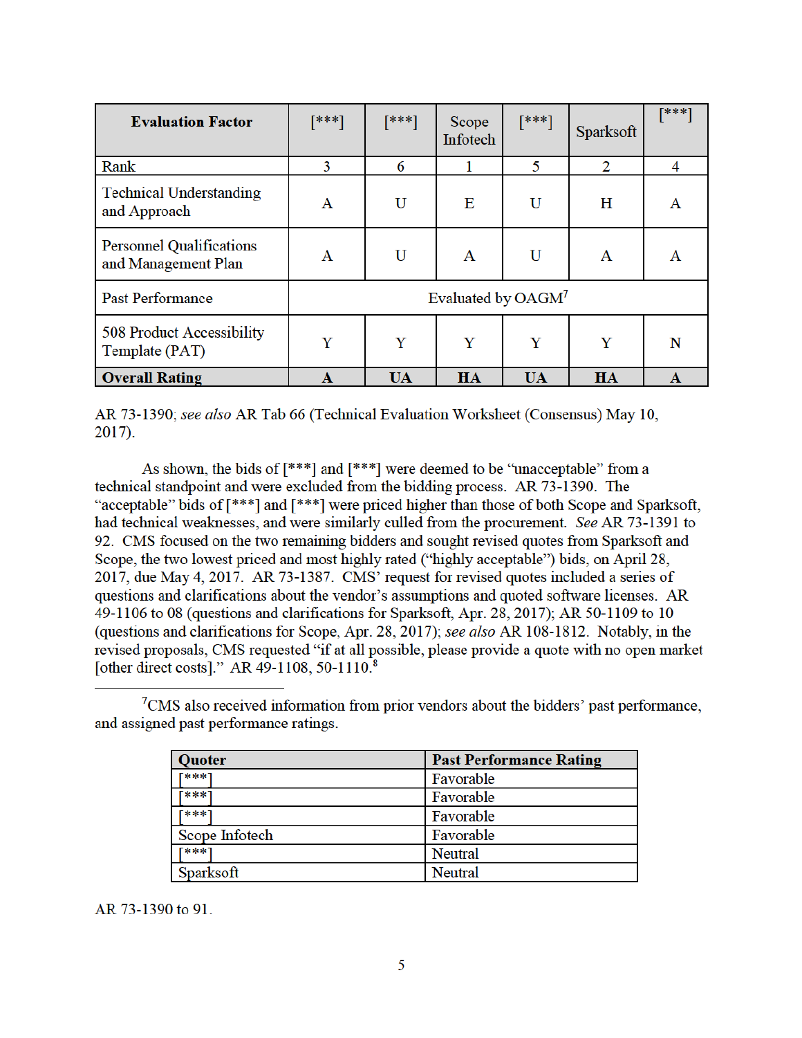| Evaluation Factor | [***] | [***] | Scope Infotech | [***] | Sparksoft | [***] |
|---|---|---|---|---|---|---|
| Rank | 3 | 6 | 1 | 5 | 2 | 4 |
| Technical Understanding and Approach | A | U | E | U | H | A |
| Personnel Qualifications and Management Plan | A | U | A | U | A | A |
| Past Performance | Evaluated by OAGM[7] | | | | | |
| 508 Product Accessibility Template (PAT) | Y | Y | Y | Y | Y | N |
| **Overall Rating** | **A** | **UA** | **HA** | **UA** | **HA** | **A** |

AR 73-1390; *see also* AR Tab 66 (Technical Evaluation Worksheet (Consensus) May 10, 2017).

As shown, the bids of [***] and [***] were deemed to be "unacceptable" from a technical standpoint and were excluded from the bidding process. AR 73-1390. The "acceptable" bids of [***] and [***] were priced higher than those of both Scope and Sparksoft, had technical weaknesses, and were similarly culled from the procurement. *See* AR 73-1391 to 92. CMS focused on the two remaining bidders and sought revised quotes from Sparksoft and Scope, the two lowest priced and most highly rated ("highly acceptable") bids, on April 28, 2017, due May 4, 2017. AR 73-1387. CMS' request for revised quotes included a series of questions and clarifications about the vendor's assumptions and quoted software licenses. AR 49-1106 to 08 (questions and clarifications for Sparksoft, Apr. 28, 2017); AR 50-1109 to 10 (questions and clarifications for Scope, Apr. 28, 2017); *see also* AR 108-1812. Notably, in the revised proposals, CMS requested "if at all possible, please provide a quote with no open market [other direct costs]." AR 49-1108, 50-1110.[8]

---

[7] CMS also received information from prior vendors about the bidders' past performance, and assigned past performance ratings.

| Quoter | Past Performance Rating |
|---|---|
| [***] | Favorable |
| [***] | Favorable |
| [***] | Favorable |
| Scope Infotech | Favorable |
| [***] | Neutral |
| Sparksoft | Neutral |

AR 73-1390 to 91.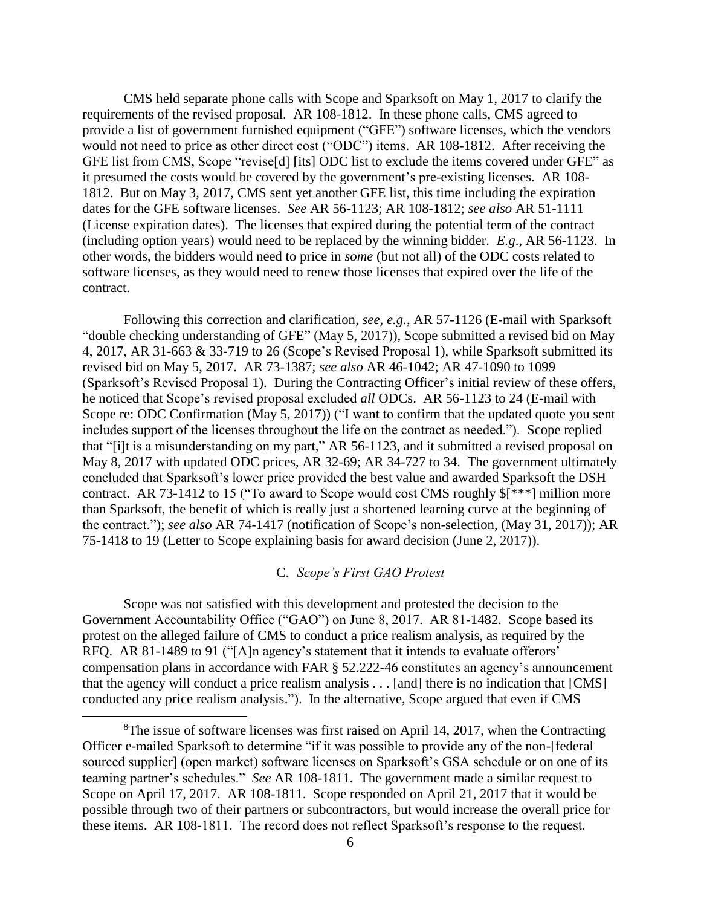CMS held separate phone calls with Scope and Sparksoft on May 1, 2017 to clarify the requirements of the revised proposal. AR 108-1812. In these phone calls, CMS agreed to provide a list of government furnished equipment ("GFE") software licenses, which the vendors would not need to price as other direct cost ("ODC") items. AR 108-1812. After receiving the GFE list from CMS, Scope "revise[d] [its] ODC list to exclude the items covered under GFE" as it presumed the costs would be covered by the government's pre-existing licenses. AR 108-1812. But on May 3, 2017, CMS sent yet another GFE list, this time including the expiration dates for the GFE software licenses. *See* AR 56-1123; AR 108-1812; *see also* AR 51-1111 (License expiration dates). The licenses that expired during the potential term of the contract (including option years) would need to be replaced by the winning bidder. *E.g*., AR 56-1123. In other words, the bidders would need to price in *some* (but not all) of the ODC costs related to software licenses, as they would need to renew those licenses that expired over the life of the contract.

Following this correction and clarification, *see, e.g.*, AR 57-1126 (E-mail with Sparksoft "double checking understanding of GFE" (May 5, 2017)), Scope submitted a revised bid on May 4, 2017, AR 31-663 & 33-719 to 26 (Scope's Revised Proposal 1), while Sparksoft submitted its revised bid on May 5, 2017. AR 73-1387; *see also* AR 46-1042; AR 47-1090 to 1099 (Sparksoft's Revised Proposal 1). During the Contracting Officer's initial review of these offers, he noticed that Scope's revised proposal excluded *all* ODCs. AR 56-1123 to 24 (E-mail with Scope re: ODC Confirmation (May 5, 2017)) ("I want to confirm that the updated quote you sent includes support of the licenses throughout the life on the contract as needed."). Scope replied that "[i]t is a misunderstanding on my part," AR 56-1123, and it submitted a revised proposal on May 8, 2017 with updated ODC prices, AR 32-69; AR 34-727 to 34. The government ultimately concluded that Sparksoft's lower price provided the best value and awarded Sparksoft the DSH contract. AR 73-1412 to 15 ("To award to Scope would cost CMS roughly $[***] million more than Sparksoft, the benefit of which is really just a shortened learning curve at the beginning of the contract."); *see also* AR 74-1417 (notification of Scope's non-selection, (May 31, 2017)); AR 75-1418 to 19 (Letter to Scope explaining basis for award decision (June 2, 2017)).

### C. *Scope's First GAO Protest*

Scope was not satisfied with this development and protested the decision to the Government Accountability Office ("GAO") on June 8, 2017. AR 81-1482. Scope based its protest on the alleged failure of CMS to conduct a price realism analysis, as required by the RFQ. AR 81-1489 to 91 ("[A]n agency's statement that it intends to evaluate offerors' compensation plans in accordance with FAR § 52.222-46 constitutes an agency's announcement that the agency will conduct a price realism analysis . . . [and] there is no indication that [CMS] conducted any price realism analysis."). In the alternative, Scope argued that even if CMS

---

[8] The issue of software licenses was first raised on April 14, 2017, when the Contracting Officer e-mailed Sparksoft to determine "if it was possible to provide any of the non-[federal sourced supplier] (open market) software licenses on Sparksoft's GSA schedule or on one of its teaming partner's schedules." *See* AR 108-1811. The government made a similar request to Scope on April 17, 2017. AR 108-1811. Scope responded on April 21, 2017 that it would be possible through two of their partners or subcontractors, but would increase the overall price for these items. AR 108-1811. The record does not reflect Sparksoft's response to the request.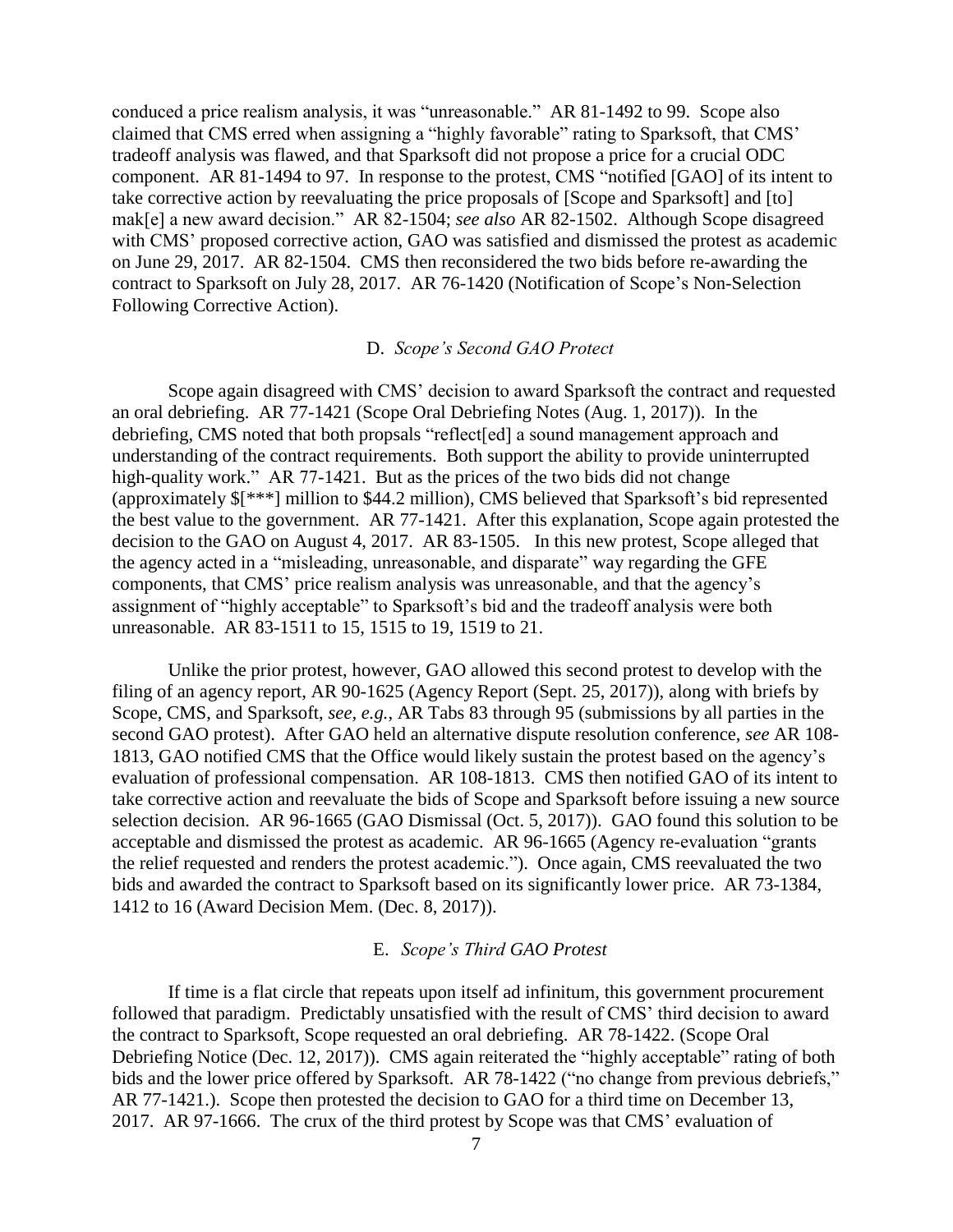conduced a price realism analysis, it was "unreasonable." AR 81-1492 to 99. Scope also claimed that CMS erred when assigning a "highly favorable" rating to Sparksoft, that CMS' tradeoff analysis was flawed, and that Sparksoft did not propose a price for a crucial ODC component. AR 81-1494 to 97. In response to the protest, CMS "notified [GAO] of its intent to take corrective action by reevaluating the price proposals of [Scope and Sparksoft] and [to] mak[e] a new award decision." AR 82-1504; *see also* AR 82-1502. Although Scope disagreed with CMS' proposed corrective action, GAO was satisfied and dismissed the protest as academic on June 29, 2017. AR 82-1504. CMS then reconsidered the two bids before re-awarding the contract to Sparksoft on July 28, 2017. AR 76-1420 (Notification of Scope's Non-Selection Following Corrective Action).

### D. *Scope's Second GAO Protect*

Scope again disagreed with CMS' decision to award Sparksoft the contract and requested an oral debriefing. AR 77-1421 (Scope Oral Debriefing Notes (Aug. 1, 2017)). In the debriefing, CMS noted that both propsals "reflect[ed] a sound management approach and understanding of the contract requirements. Both support the ability to provide uninterrupted high-quality work." AR 77-1421. But as the prices of the two bids did not change (approximately $[***] million to $44.2 million), CMS believed that Sparksoft's bid represented the best value to the government. AR 77-1421. After this explanation, Scope again protested the decision to the GAO on August 4, 2017. AR 83-1505. In this new protest, Scope alleged that the agency acted in a "misleading, unreasonable, and disparate" way regarding the GFE components, that CMS' price realism analysis was unreasonable, and that the agency's assignment of "highly acceptable" to Sparksoft's bid and the tradeoff analysis were both unreasonable. AR 83-1511 to 15, 1515 to 19, 1519 to 21.

Unlike the prior protest, however, GAO allowed this second protest to develop with the filing of an agency report, AR 90-1625 (Agency Report (Sept. 25, 2017)), along with briefs by Scope, CMS, and Sparksoft, *see, e.g.*, AR Tabs 83 through 95 (submissions by all parties in the second GAO protest). After GAO held an alternative dispute resolution conference, *see* AR 108-1813, GAO notified CMS that the Office would likely sustain the protest based on the agency's evaluation of professional compensation. AR 108-1813. CMS then notified GAO of its intent to take corrective action and reevaluate the bids of Scope and Sparksoft before issuing a new source selection decision. AR 96-1665 (GAO Dismissal (Oct. 5, 2017)). GAO found this solution to be acceptable and dismissed the protest as academic. AR 96-1665 (Agency re-evaluation "grants the relief requested and renders the protest academic."). Once again, CMS reevaluated the two bids and awarded the contract to Sparksoft based on its significantly lower price. AR 73-1384, 1412 to 16 (Award Decision Mem. (Dec. 8, 2017)).

### E. *Scope's Third GAO Protest*

If time is a flat circle that repeats upon itself ad infinitum, this government procurement followed that paradigm. Predictably unsatisfied with the result of CMS' third decision to award the contract to Sparksoft, Scope requested an oral debriefing. AR 78-1422. (Scope Oral Debriefing Notice (Dec. 12, 2017)). CMS again reiterated the "highly acceptable" rating of both bids and the lower price offered by Sparksoft. AR 78-1422 ("no change from previous debriefs," AR 77-1421.). Scope then protested the decision to GAO for a third time on December 13, 2017. AR 97-1666. The crux of the third protest by Scope was that CMS' evaluation of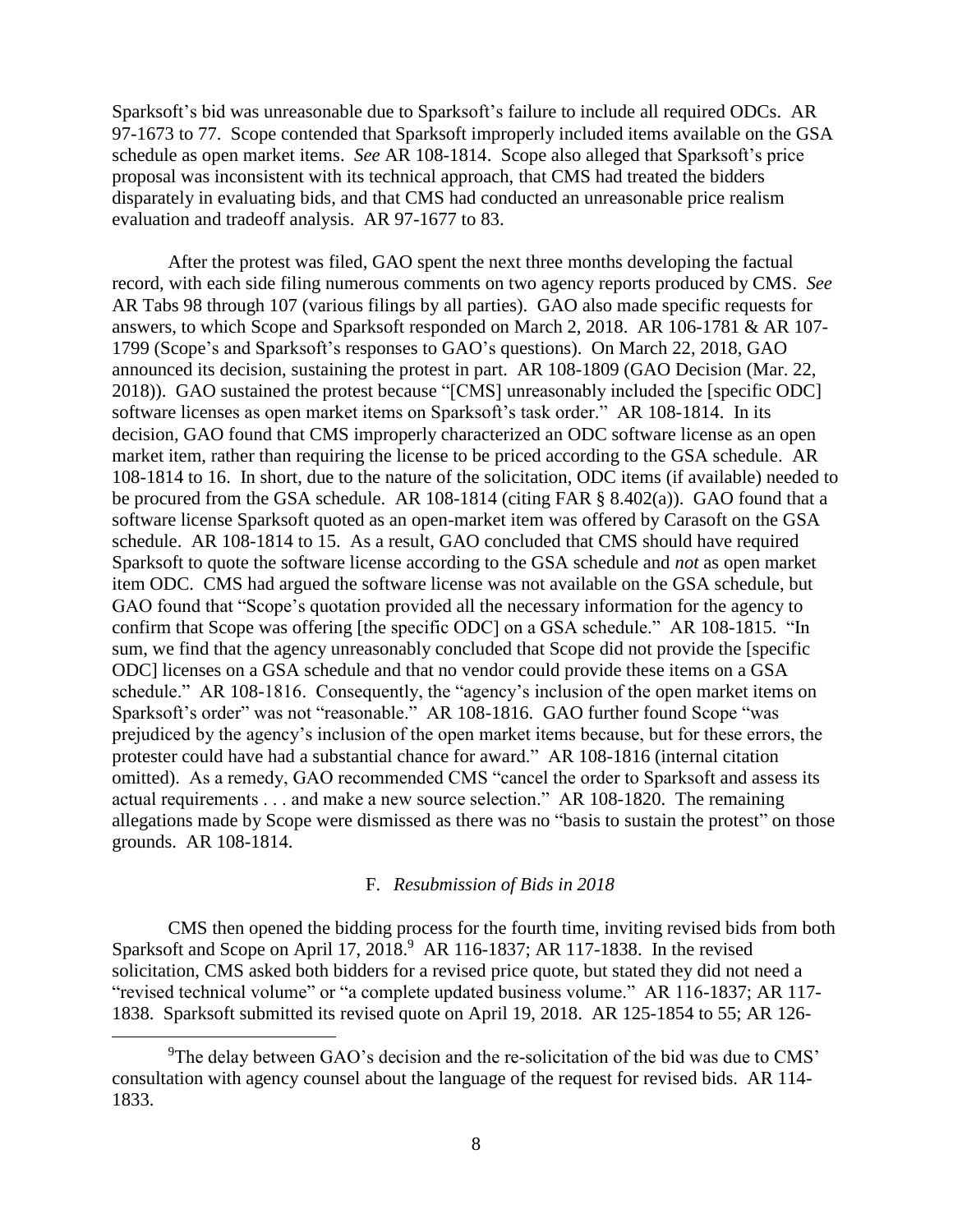Sparksoft's bid was unreasonable due to Sparksoft's failure to include all required ODCs. AR 97-1673 to 77. Scope contended that Sparksoft improperly included items available on the GSA schedule as open market items. *See* AR 108-1814. Scope also alleged that Sparksoft's price proposal was inconsistent with its technical approach, that CMS had treated the bidders disparately in evaluating bids, and that CMS had conducted an unreasonable price realism evaluation and tradeoff analysis. AR 97-1677 to 83.

After the protest was filed, GAO spent the next three months developing the factual record, with each side filing numerous comments on two agency reports produced by CMS. *See* AR Tabs 98 through 107 (various filings by all parties). GAO also made specific requests for answers, to which Scope and Sparksoft responded on March 2, 2018. AR 106-1781 & AR 107-1799 (Scope's and Sparksoft's responses to GAO's questions). On March 22, 2018, GAO announced its decision, sustaining the protest in part. AR 108-1809 (GAO Decision (Mar. 22, 2018)). GAO sustained the protest because "[CMS] unreasonably included the [specific ODC] software licenses as open market items on Sparksoft's task order." AR 108-1814. In its decision, GAO found that CMS improperly characterized an ODC software license as an open market item, rather than requiring the license to be priced according to the GSA schedule. AR 108-1814 to 16. In short, due to the nature of the solicitation, ODC items (if available) needed to be procured from the GSA schedule. AR 108-1814 (citing FAR § 8.402(a)). GAO found that a software license Sparksoft quoted as an open-market item was offered by Carasoft on the GSA schedule. AR 108-1814 to 15. As a result, GAO concluded that CMS should have required Sparksoft to quote the software license according to the GSA schedule and *not* as open market item ODC. CMS had argued the software license was not available on the GSA schedule, but GAO found that "Scope's quotation provided all the necessary information for the agency to confirm that Scope was offering [the specific ODC] on a GSA schedule." AR 108-1815. "In sum, we find that the agency unreasonably concluded that Scope did not provide the [specific ODC] licenses on a GSA schedule and that no vendor could provide these items on a GSA schedule." AR 108-1816. Consequently, the "agency's inclusion of the open market items on Sparksoft's order" was not "reasonable." AR 108-1816. GAO further found Scope "was prejudiced by the agency's inclusion of the open market items because, but for these errors, the protester could have had a substantial chance for award." AR 108-1816 (internal citation omitted). As a remedy, GAO recommended CMS "cancel the order to Sparksoft and assess its actual requirements . . . and make a new source selection." AR 108-1820. The remaining allegations made by Scope were dismissed as there was no "basis to sustain the protest" on those grounds. AR 108-1814.

### F. *Resubmission of Bids in 2018*

CMS then opened the bidding process for the fourth time, inviting revised bids from both Sparksoft and Scope on April 17, 2018.[9] AR 116-1837; AR 117-1838. In the revised solicitation, CMS asked both bidders for a revised price quote, but stated they did not need a "revised technical volume" or "a complete updated business volume." AR 116-1837; AR 117-1838. Sparksoft submitted its revised quote on April 19, 2018. AR 125-1854 to 55; AR 126-

[9] The delay between GAO's decision and the re-solicitation of the bid was due to CMS' consultation with agency counsel about the language of the request for revised bids. AR 114-1833.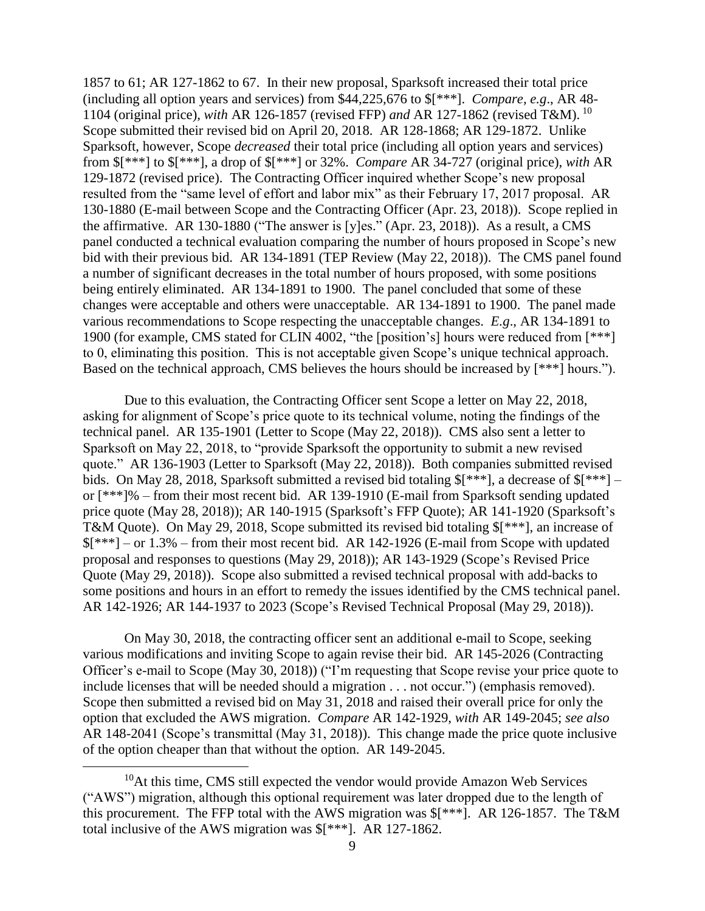1857 to 61; AR 127-1862 to 67. In their new proposal, Sparksoft increased their total price (including all option years and services) from $44,225,676 to $[***]. *Compare, e.g*., AR 48-1104 (original price), *with* AR 126-1857 (revised FFP) *and* AR 127-1862 (revised T&M).[10] Scope submitted their revised bid on April 20, 2018. AR 128-1868; AR 129-1872. Unlike Sparksoft, however, Scope *decreased* their total price (including all option years and services) from $[***] to $[***], a drop of $[***] or 32%. *Compare* AR 34-727 (original price), *with* AR 129-1872 (revised price). The Contracting Officer inquired whether Scope's new proposal resulted from the "same level of effort and labor mix" as their February 17, 2017 proposal. AR 130-1880 (E-mail between Scope and the Contracting Officer (Apr. 23, 2018)). Scope replied in the affirmative. AR 130-1880 ("The answer is [y]es." (Apr. 23, 2018)). As a result, a CMS panel conducted a technical evaluation comparing the number of hours proposed in Scope's new bid with their previous bid. AR 134-1891 (TEP Review (May 22, 2018)). The CMS panel found a number of significant decreases in the total number of hours proposed, with some positions being entirely eliminated. AR 134-1891 to 1900. The panel concluded that some of these changes were acceptable and others were unacceptable. AR 134-1891 to 1900. The panel made various recommendations to Scope respecting the unacceptable changes. *E.g*., AR 134-1891 to 1900 (for example, CMS stated for CLIN 4002, "the [position's] hours were reduced from [***] to 0, eliminating this position. This is not acceptable given Scope's unique technical approach. Based on the technical approach, CMS believes the hours should be increased by [***] hours.").

Due to this evaluation, the Contracting Officer sent Scope a letter on May 22, 2018, asking for alignment of Scope's price quote to its technical volume, noting the findings of the technical panel. AR 135-1901 (Letter to Scope (May 22, 2018)). CMS also sent a letter to Sparksoft on May 22, 2018, to "provide Sparksoft the opportunity to submit a new revised quote." AR 136-1903 (Letter to Sparksoft (May 22, 2018)). Both companies submitted revised bids. On May 28, 2018, Sparksoft submitted a revised bid totaling $[***], a decrease of $[***] – or [***]% – from their most recent bid. AR 139-1910 (E-mail from Sparksoft sending updated price quote (May 28, 2018)); AR 140-1915 (Sparksoft's FFP Quote); AR 141-1920 (Sparksoft's T&M Quote). On May 29, 2018, Scope submitted its revised bid totaling $[***], an increase of $[***] – or 1.3% – from their most recent bid. AR 142-1926 (E-mail from Scope with updated proposal and responses to questions (May 29, 2018)); AR 143-1929 (Scope's Revised Price Quote (May 29, 2018)). Scope also submitted a revised technical proposal with add-backs to some positions and hours in an effort to remedy the issues identified by the CMS technical panel. AR 142-1926; AR 144-1937 to 2023 (Scope's Revised Technical Proposal (May 29, 2018)).

On May 30, 2018, the contracting officer sent an additional e-mail to Scope, seeking various modifications and inviting Scope to again revise their bid. AR 145-2026 (Contracting Officer's e-mail to Scope (May 30, 2018)) ("I'm requesting that Scope revise your price quote to include licenses that will be needed should a migration . . . not occur.") (emphasis removed). Scope then submitted a revised bid on May 31, 2018 and raised their overall price for only the option that excluded the AWS migration. *Compare* AR 142-1929, *with* AR 149-2045; *see also* AR 148-2041 (Scope's transmittal (May 31, 2018)). This change made the price quote inclusive of the option cheaper than that without the option. AR 149-2045.

[10] At this time, CMS still expected the vendor would provide Amazon Web Services ("AWS") migration, although this optional requirement was later dropped due to the length of this procurement. The FFP total with the AWS migration was $[***]. AR 126-1857. The T&M total inclusive of the AWS migration was $[***]. AR 127-1862.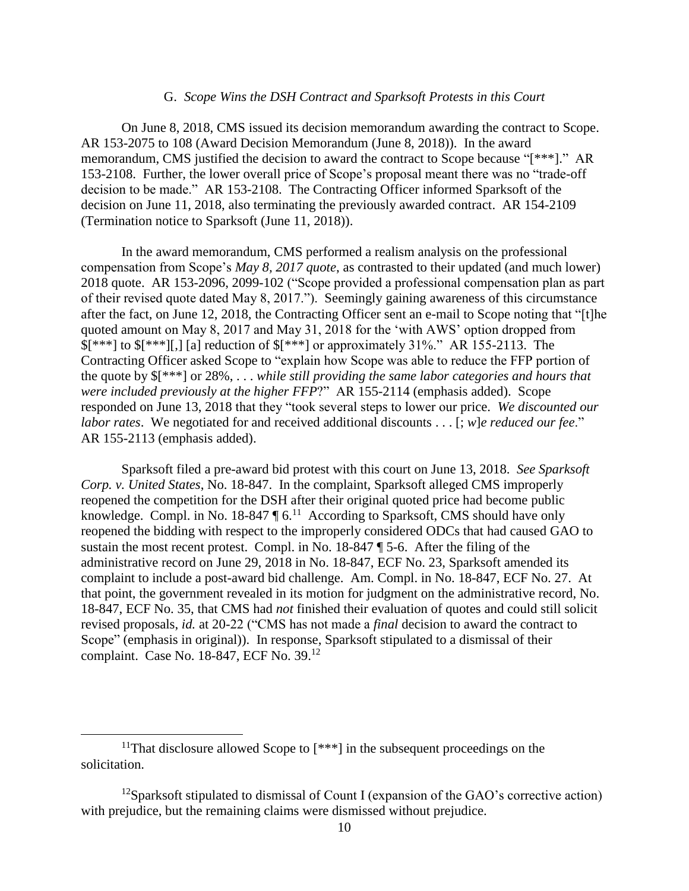### G. *Scope Wins the DSH Contract and Sparksoft Protests in this Court*

On June 8, 2018, CMS issued its decision memorandum awarding the contract to Scope. AR 153-2075 to 108 (Award Decision Memorandum (June 8, 2018)). In the award memorandum, CMS justified the decision to award the contract to Scope because "[***]." AR 153-2108. Further, the lower overall price of Scope's proposal meant there was no "trade-off decision to be made." AR 153-2108. The Contracting Officer informed Sparksoft of the decision on June 11, 2018, also terminating the previously awarded contract. AR 154-2109 (Termination notice to Sparksoft (June 11, 2018)).

In the award memorandum, CMS performed a realism analysis on the professional compensation from Scope's *May 8, 2017 quote*, as contrasted to their updated (and much lower) 2018 quote. AR 153-2096, 2099-102 ("Scope provided a professional compensation plan as part of their revised quote dated May 8, 2017."). Seemingly gaining awareness of this circumstance after the fact, on June 12, 2018, the Contracting Officer sent an e-mail to Scope noting that "[t]he quoted amount on May 8, 2017 and May 31, 2018 for the 'with AWS' option dropped from $[***] to $[***][,] [a] reduction of $[***] or approximately 31%." AR 155-2113. The Contracting Officer asked Scope to "explain how Scope was able to reduce the FFP portion of the quote by $[***] or 28%, . . . *while still providing the same labor categories and hours that were included previously at the higher FFP*?" AR 155-2114 (emphasis added). Scope responded on June 13, 2018 that they "took several steps to lower our price. *We discounted our labor rates*. We negotiated for and received additional discounts . . . [; *w*]*e reduced our fee*." AR 155-2113 (emphasis added).

Sparksoft filed a pre-award bid protest with this court on June 13, 2018. *See Sparksoft Corp. v. United States*, No. 18-847. In the complaint, Sparksoft alleged CMS improperly reopened the competition for the DSH after their original quoted price had become public knowledge. Compl. in No. 18-847 ¶ 6.[11] According to Sparksoft, CMS should have only reopened the bidding with respect to the improperly considered ODCs that had caused GAO to sustain the most recent protest. Compl. in No. 18-847 ¶ 5-6. After the filing of the administrative record on June 29, 2018 in No. 18-847, ECF No. 23, Sparksoft amended its complaint to include a post-award bid challenge. Am. Compl. in No. 18-847, ECF No. 27. At that point, the government revealed in its motion for judgment on the administrative record, No. 18-847, ECF No. 35, that CMS had *not* finished their evaluation of quotes and could still solicit revised proposals, *id.* at 20-22 ("CMS has not made a *final* decision to award the contract to Scope" (emphasis in original)). In response, Sparksoft stipulated to a dismissal of their complaint. Case No. 18-847, ECF No. 39.[12]

---

[11] That disclosure allowed Scope to [***] in the subsequent proceedings on the solicitation.

[12] Sparksoft stipulated to dismissal of Count I (expansion of the GAO's corrective action) with prejudice, but the remaining claims were dismissed without prejudice.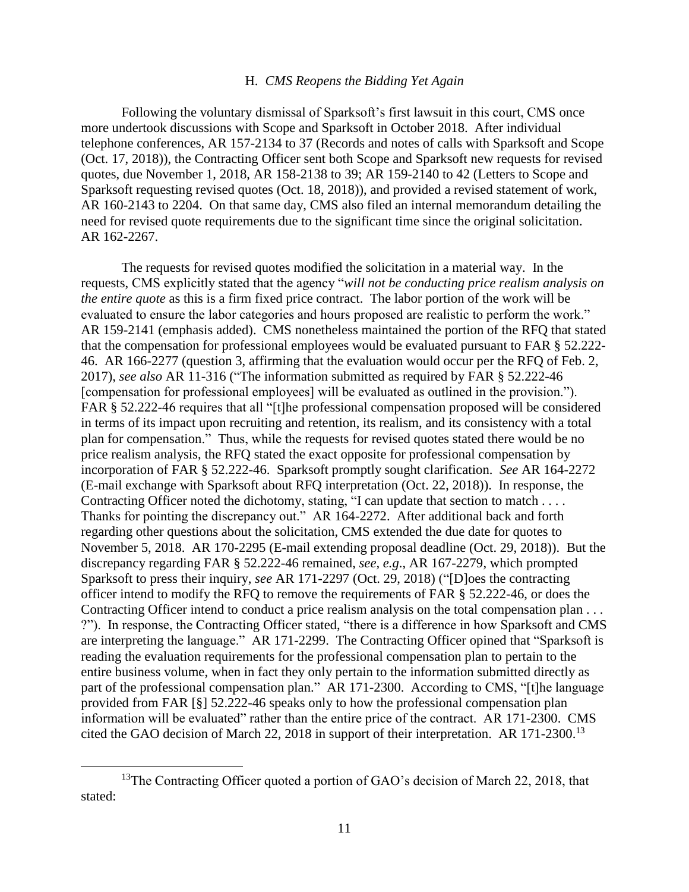### H. *CMS Reopens the Bidding Yet Again*

Following the voluntary dismissal of Sparksoft's first lawsuit in this court, CMS once more undertook discussions with Scope and Sparksoft in October 2018. After individual telephone conferences, AR 157-2134 to 37 (Records and notes of calls with Sparksoft and Scope (Oct. 17, 2018)), the Contracting Officer sent both Scope and Sparksoft new requests for revised quotes, due November 1, 2018, AR 158-2138 to 39; AR 159-2140 to 42 (Letters to Scope and Sparksoft requesting revised quotes (Oct. 18, 2018)), and provided a revised statement of work, AR 160-2143 to 2204. On that same day, CMS also filed an internal memorandum detailing the need for revised quote requirements due to the significant time since the original solicitation. AR 162-2267.

The requests for revised quotes modified the solicitation in a material way. In the requests, CMS explicitly stated that the agency "*will not be conducting price realism analysis on the entire quote* as this is a firm fixed price contract. The labor portion of the work will be evaluated to ensure the labor categories and hours proposed are realistic to perform the work." AR 159-2141 (emphasis added). CMS nonetheless maintained the portion of the RFQ that stated that the compensation for professional employees would be evaluated pursuant to FAR § 52.222-46. AR 166-2277 (question 3, affirming that the evaluation would occur per the RFQ of Feb. 2, 2017), *see also* AR 11-316 ("The information submitted as required by FAR § 52.222-46 [compensation for professional employees] will be evaluated as outlined in the provision."). FAR § 52.222-46 requires that all "[t]he professional compensation proposed will be considered in terms of its impact upon recruiting and retention, its realism, and its consistency with a total plan for compensation." Thus, while the requests for revised quotes stated there would be no price realism analysis, the RFQ stated the exact opposite for professional compensation by incorporation of FAR § 52.222-46. Sparksoft promptly sought clarification. *See* AR 164-2272 (E-mail exchange with Sparksoft about RFQ interpretation (Oct. 22, 2018)). In response, the Contracting Officer noted the dichotomy, stating, "I can update that section to match . . . . Thanks for pointing the discrepancy out." AR 164-2272. After additional back and forth regarding other questions about the solicitation, CMS extended the due date for quotes to November 5, 2018. AR 170-2295 (E-mail extending proposal deadline (Oct. 29, 2018)). But the discrepancy regarding FAR § 52.222-46 remained, *see, e.g*., AR 167-2279, which prompted Sparksoft to press their inquiry, *see* AR 171-2297 (Oct. 29, 2018) ("[D]oes the contracting officer intend to modify the RFQ to remove the requirements of FAR § 52.222-46, or does the Contracting Officer intend to conduct a price realism analysis on the total compensation plan . . . ?"). In response, the Contracting Officer stated, "there is a difference in how Sparksoft and CMS are interpreting the language." AR 171-2299. The Contracting Officer opined that "Sparksoft is reading the evaluation requirements for the professional compensation plan to pertain to the entire business volume, when in fact they only pertain to the information submitted directly as part of the professional compensation plan." AR 171-2300. According to CMS, "[t]he language provided from FAR [§] 52.222-46 speaks only to how the professional compensation plan information will be evaluated" rather than the entire price of the contract. AR 171-2300. CMS cited the GAO decision of March 22, 2018 in support of their interpretation. AR 171-2300.[13]

[13] The Contracting Officer quoted a portion of GAO's decision of March 22, 2018, that stated: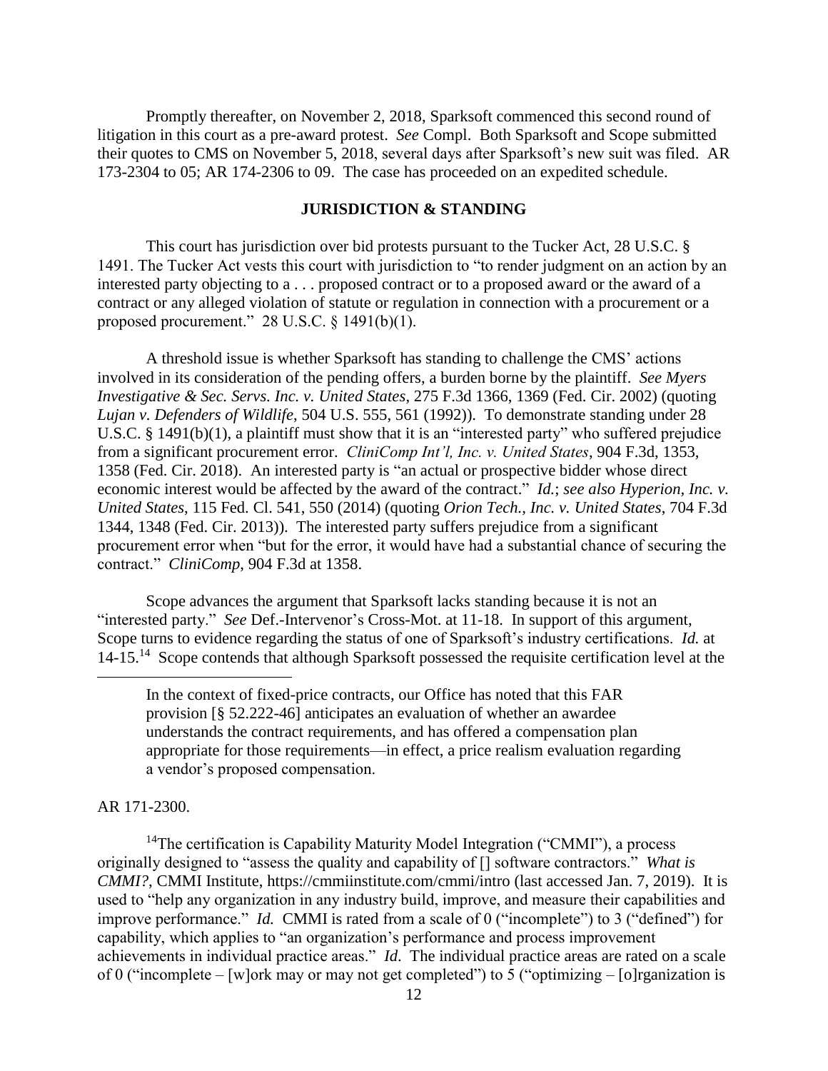Promptly thereafter, on November 2, 2018, Sparksoft commenced this second round of litigation in this court as a pre-award protest. *See* Compl. Both Sparksoft and Scope submitted their quotes to CMS on November 5, 2018, several days after Sparksoft's new suit was filed. AR 173-2304 to 05; AR 174-2306 to 09. The case has proceeded on an expedited schedule.

## JURISDICTION & STANDING

This court has jurisdiction over bid protests pursuant to the Tucker Act, 28 U.S.C. § 1491. The Tucker Act vests this court with jurisdiction to "to render judgment on an action by an interested party objecting to a . . . proposed contract or to a proposed award or the award of a contract or any alleged violation of statute or regulation in connection with a procurement or a proposed procurement." 28 U.S.C. § 1491(b)(1).

A threshold issue is whether Sparksoft has standing to challenge the CMS' actions involved in its consideration of the pending offers, a burden borne by the plaintiff. *See Myers Investigative & Sec. Servs. Inc. v. United States*, 275 F.3d 1366, 1369 (Fed. Cir. 2002) (quoting *Lujan v. Defenders of Wildlife*, 504 U.S. 555, 561 (1992)). To demonstrate standing under 28 U.S.C. § 1491(b)(1), a plaintiff must show that it is an "interested party" who suffered prejudice from a significant procurement error. *CliniComp Int'l, Inc. v. United States*, 904 F.3d, 1353, 1358 (Fed. Cir. 2018). An interested party is "an actual or prospective bidder whose direct economic interest would be affected by the award of the contract." *Id.*; *see also Hyperion, Inc. v. United States*, 115 Fed. Cl. 541, 550 (2014) (quoting *Orion Tech., Inc. v. United States*, 704 F.3d 1344, 1348 (Fed. Cir. 2013)). The interested party suffers prejudice from a significant procurement error when "but for the error, it would have had a substantial chance of securing the contract." *CliniComp*, 904 F.3d at 1358.

Scope advances the argument that Sparksoft lacks standing because it is not an "interested party." *See* Def.-Intervenor's Cross-Mot. at 11-18. In support of this argument, Scope turns to evidence regarding the status of one of Sparksoft's industry certifications. *Id.* at 14-15.[14] Scope contends that although Sparksoft possessed the requisite certification level at the

---

> In the context of fixed-price contracts, our Office has noted that this FAR provision [§ 52.222-46] anticipates an evaluation of whether an awardee understands the contract requirements, and has offered a compensation plan appropriate for those requirements—in effect, a price realism evaluation regarding a vendor's proposed compensation.

AR 171-2300.

[14]The certification is Capability Maturity Model Integration ("CMMI"), a process originally designed to "assess the quality and capability of [] software contractors." *What is CMMI?*, CMMI Institute, https://cmmiinstitute.com/cmmi/intro (last accessed Jan. 7, 2019). It is used to "help any organization in any industry build, improve, and measure their capabilities and improve performance." *Id.* CMMI is rated from a scale of 0 ("incomplete") to 3 ("defined") for capability, which applies to "an organization's performance and process improvement achievements in individual practice areas." *Id*. The individual practice areas are rated on a scale of 0 ("incomplete – [w]ork may or may not get completed") to 5 ("optimizing – [o]rganization is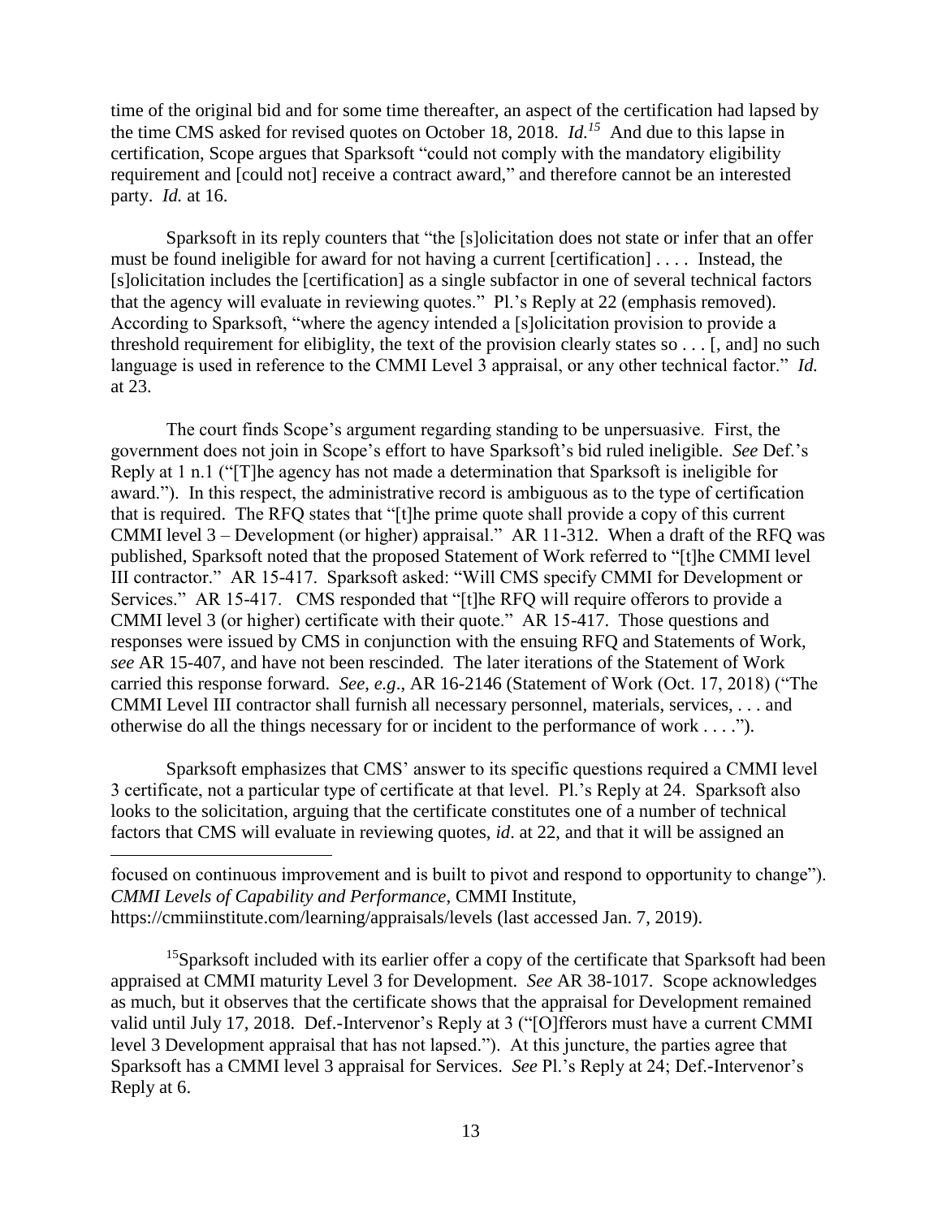time of the original bid and for some time thereafter, an aspect of the certification had lapsed by the time CMS asked for revised quotes on October 18, 2018. *Id.*[15] And due to this lapse in certification, Scope argues that Sparksoft "could not comply with the mandatory eligibility requirement and [could not] receive a contract award," and therefore cannot be an interested party. *Id.* at 16.

Sparksoft in its reply counters that "the [s]olicitation does not state or infer that an offer must be found ineligible for award for not having a current [certification] . . . . Instead, the [s]olicitation includes the [certification] as a single subfactor in one of several technical factors that the agency will evaluate in reviewing quotes." Pl.'s Reply at 22 (emphasis removed). According to Sparksoft, "where the agency intended a [s]olicitation provision to provide a threshold requirement for elibiglity, the text of the provision clearly states so . . . [, and] no such language is used in reference to the CMMI Level 3 appraisal, or any other technical factor." *Id.* at 23.

The court finds Scope's argument regarding standing to be unpersuasive. First, the government does not join in Scope's effort to have Sparksoft's bid ruled ineligible. *See* Def.'s Reply at 1 n.1 ("[T]he agency has not made a determination that Sparksoft is ineligible for award."). In this respect, the administrative record is ambiguous as to the type of certification that is required. The RFQ states that "[t]he prime quote shall provide a copy of this current CMMI level 3 – Development (or higher) appraisal." AR 11-312. When a draft of the RFQ was published, Sparksoft noted that the proposed Statement of Work referred to "[t]he CMMI level III contractor." AR 15-417. Sparksoft asked: "Will CMS specify CMMI for Development or Services." AR 15-417. CMS responded that "[t]he RFQ will require offerors to provide a CMMI level 3 (or higher) certificate with their quote." AR 15-417. Those questions and responses were issued by CMS in conjunction with the ensuing RFQ and Statements of Work, *see* AR 15-407, and have not been rescinded. The later iterations of the Statement of Work carried this response forward. *See, e.g.*, AR 16-2146 (Statement of Work (Oct. 17, 2018) ("The CMMI Level III contractor shall furnish all necessary personnel, materials, services, . . . and otherwise do all the things necessary for or incident to the performance of work . . . .").

Sparksoft emphasizes that CMS' answer to its specific questions required a CMMI level 3 certificate, not a particular type of certificate at that level. Pl.'s Reply at 24. Sparksoft also looks to the solicitation, arguing that the certificate constitutes one of a number of technical factors that CMS will evaluate in reviewing quotes, *id*. at 22, and that it will be assigned an

---

focused on continuous improvement and is built to pivot and respond to opportunity to change"). *CMMI Levels of Capability and Performance*, CMMI Institute, https://cmmiinstitute.com/learning/appraisals/levels (last accessed Jan. 7, 2019).

[15] Sparksoft included with its earlier offer a copy of the certificate that Sparksoft had been appraised at CMMI maturity Level 3 for Development. *See* AR 38-1017. Scope acknowledges as much, but it observes that the certificate shows that the appraisal for Development remained valid until July 17, 2018. Def.-Intervenor's Reply at 3 ("[O]fferors must have a current CMMI level 3 Development appraisal that has not lapsed."). At this juncture, the parties agree that Sparksoft has a CMMI level 3 appraisal for Services. *See* Pl.'s Reply at 24; Def.-Intervenor's Reply at 6.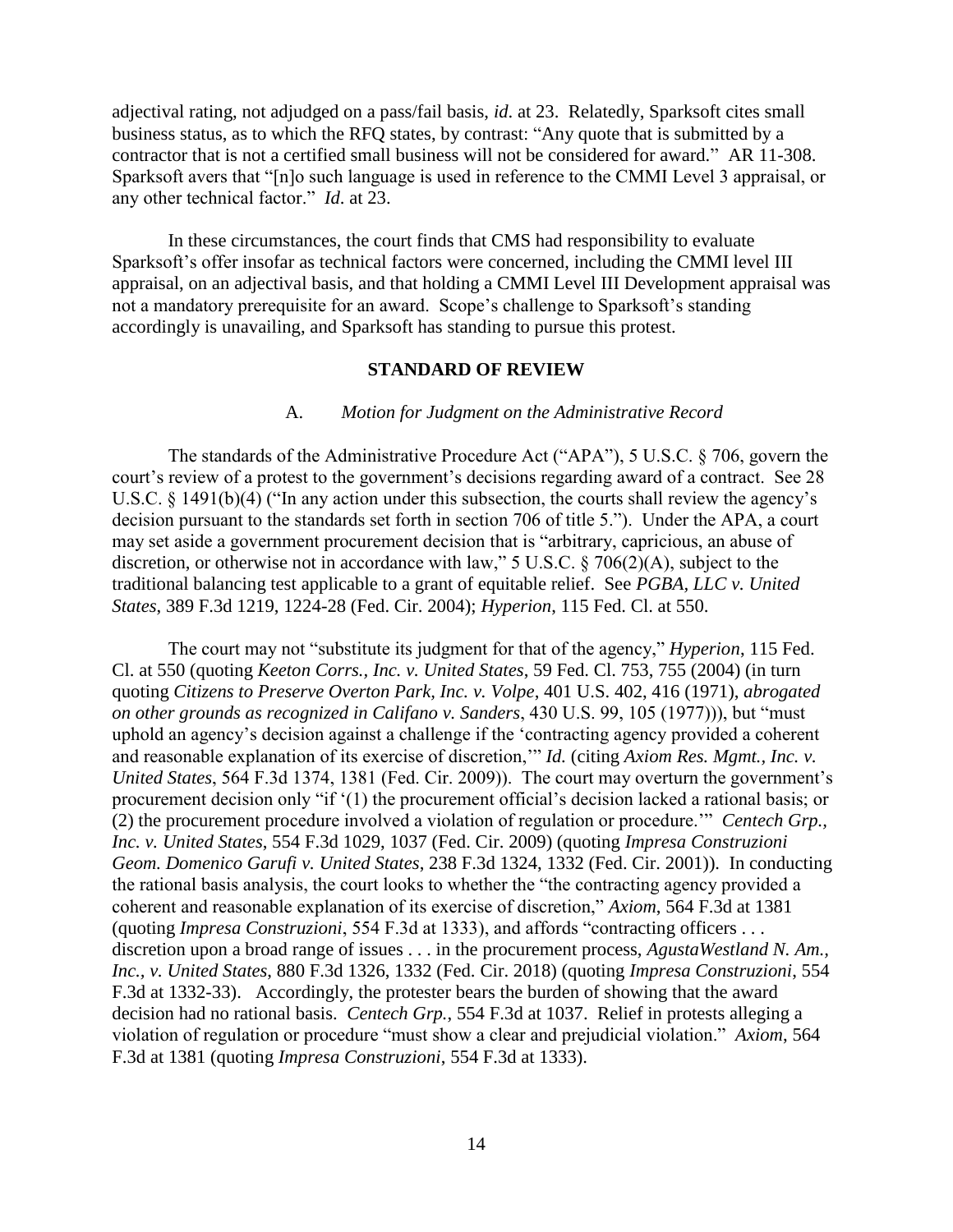adjectival rating, not adjudged on a pass/fail basis, *id*. at 23. Relatedly, Sparksoft cites small business status, as to which the RFQ states, by contrast: "Any quote that is submitted by a contractor that is not a certified small business will not be considered for award." AR 11-308. Sparksoft avers that "[n]o such language is used in reference to the CMMI Level 3 appraisal, or any other technical factor." *Id*. at 23.

In these circumstances, the court finds that CMS had responsibility to evaluate Sparksoft's offer insofar as technical factors were concerned, including the CMMI level III appraisal, on an adjectival basis, and that holding a CMMI Level III Development appraisal was not a mandatory prerequisite for an award. Scope's challenge to Sparksoft's standing accordingly is unavailing, and Sparksoft has standing to pursue this protest.

## STANDARD OF REVIEW

### A. *Motion for Judgment on the Administrative Record*

The standards of the Administrative Procedure Act ("APA"), 5 U.S.C. § 706, govern the court's review of a protest to the government's decisions regarding award of a contract. See 28 U.S.C. § 1491(b)(4) ("In any action under this subsection, the courts shall review the agency's decision pursuant to the standards set forth in section 706 of title 5."). Under the APA, a court may set aside a government procurement decision that is "arbitrary, capricious, an abuse of discretion, or otherwise not in accordance with law," 5 U.S.C. § 706(2)(A), subject to the traditional balancing test applicable to a grant of equitable relief. See *PGBA, LLC v. United States*, 389 F.3d 1219, 1224-28 (Fed. Cir. 2004); *Hyperion*, 115 Fed. Cl. at 550.

The court may not "substitute its judgment for that of the agency," *Hyperion*, 115 Fed. Cl. at 550 (quoting *Keeton Corrs., Inc. v. United States*, 59 Fed. Cl. 753, 755 (2004) (in turn quoting *Citizens to Preserve Overton Park, Inc. v. Volpe*, 401 U.S. 402, 416 (1971), *abrogated on other grounds as recognized in Califano v. Sanders*, 430 U.S. 99, 105 (1977))), but "must uphold an agency's decision against a challenge if the 'contracting agency provided a coherent and reasonable explanation of its exercise of discretion,'" *Id.* (citing *Axiom Res. Mgmt., Inc. v. United States*, 564 F.3d 1374, 1381 (Fed. Cir. 2009)). The court may overturn the government's procurement decision only "if '(1) the procurement official's decision lacked a rational basis; or (2) the procurement procedure involved a violation of regulation or procedure.'" *Centech Grp., Inc. v. United States*, 554 F.3d 1029, 1037 (Fed. Cir. 2009) (quoting *Impresa Construzioni Geom. Domenico Garufi v. United States*, 238 F.3d 1324, 1332 (Fed. Cir. 2001)). In conducting the rational basis analysis, the court looks to whether the "the contracting agency provided a coherent and reasonable explanation of its exercise of discretion," *Axiom*, 564 F.3d at 1381 (quoting *Impresa Construzioni*, 554 F.3d at 1333), and affords "contracting officers . . . discretion upon a broad range of issues . . . in the procurement process, *AgustaWestland N. Am., Inc., v. United States*, 880 F.3d 1326, 1332 (Fed. Cir. 2018) (quoting *Impresa Construzioni*, 554 F.3d at 1332-33). Accordingly, the protester bears the burden of showing that the award decision had no rational basis. *Centech Grp.*, 554 F.3d at 1037. Relief in protests alleging a violation of regulation or procedure "must show a clear and prejudicial violation." *Axiom*, 564 F.3d at 1381 (quoting *Impresa Construzioni*, 554 F.3d at 1333).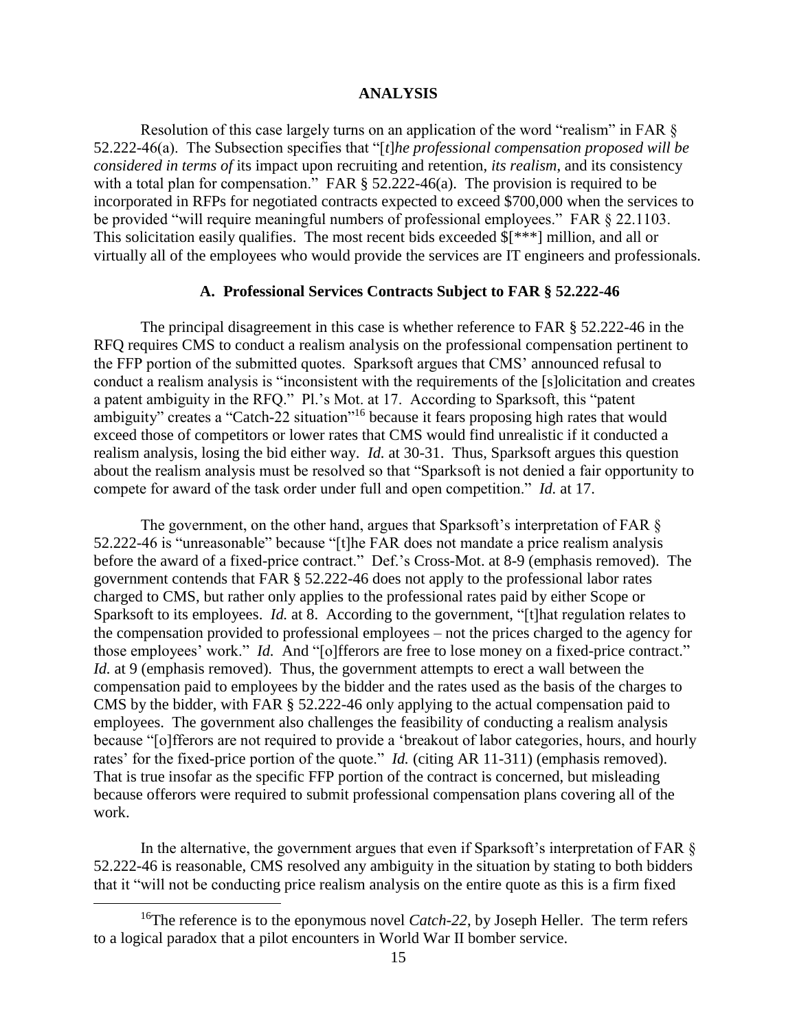## ANALYSIS

Resolution of this case largely turns on an application of the word "realism" in FAR § 52.222-46(a). The Subsection specifies that "[*t*]*he professional compensation proposed will be considered in terms of* its impact upon recruiting and retention, *its realism*, and its consistency with a total plan for compensation." FAR § 52.222-46(a). The provision is required to be incorporated in RFPs for negotiated contracts expected to exceed $700,000 when the services to be provided "will require meaningful numbers of professional employees." FAR § 22.1103. This solicitation easily qualifies. The most recent bids exceeded $[***] million, and all or virtually all of the employees who would provide the services are IT engineers and professionals.

### A. Professional Services Contracts Subject to FAR § 52.222-46

The principal disagreement in this case is whether reference to FAR § 52.222-46 in the RFQ requires CMS to conduct a realism analysis on the professional compensation pertinent to the FFP portion of the submitted quotes. Sparksoft argues that CMS' announced refusal to conduct a realism analysis is "inconsistent with the requirements of the [s]olicitation and creates a patent ambiguity in the RFQ." Pl.'s Mot. at 17. According to Sparksoft, this "patent ambiguity" creates a "Catch-22 situation"[16] because it fears proposing high rates that would exceed those of competitors or lower rates that CMS would find unrealistic if it conducted a realism analysis, losing the bid either way. *Id.* at 30-31. Thus, Sparksoft argues this question about the realism analysis must be resolved so that "Sparksoft is not denied a fair opportunity to compete for award of the task order under full and open competition." *Id.* at 17.

The government, on the other hand, argues that Sparksoft's interpretation of FAR § 52.222-46 is "unreasonable" because "[t]he FAR does not mandate a price realism analysis before the award of a fixed-price contract." Def.'s Cross-Mot. at 8-9 (emphasis removed). The government contends that FAR § 52.222-46 does not apply to the professional labor rates charged to CMS, but rather only applies to the professional rates paid by either Scope or Sparksoft to its employees. *Id.* at 8. According to the government, "[t]hat regulation relates to the compensation provided to professional employees – not the prices charged to the agency for those employees' work." *Id.* And "[o]fferors are free to lose money on a fixed-price contract." *Id.* at 9 (emphasis removed). Thus, the government attempts to erect a wall between the compensation paid to employees by the bidder and the rates used as the basis of the charges to CMS by the bidder, with FAR § 52.222-46 only applying to the actual compensation paid to employees. The government also challenges the feasibility of conducting a realism analysis because "[o]fferors are not required to provide a 'breakout of labor categories, hours, and hourly rates' for the fixed-price portion of the quote." *Id.* (citing AR 11-311) (emphasis removed). That is true insofar as the specific FFP portion of the contract is concerned, but misleading because offerors were required to submit professional compensation plans covering all of the work.

In the alternative, the government argues that even if Sparksoft's interpretation of FAR § 52.222-46 is reasonable, CMS resolved any ambiguity in the situation by stating to both bidders that it "will not be conducting price realism analysis on the entire quote as this is a firm fixed

[16] The reference is to the eponymous novel *Catch-22*, by Joseph Heller. The term refers to a logical paradox that a pilot encounters in World War II bomber service.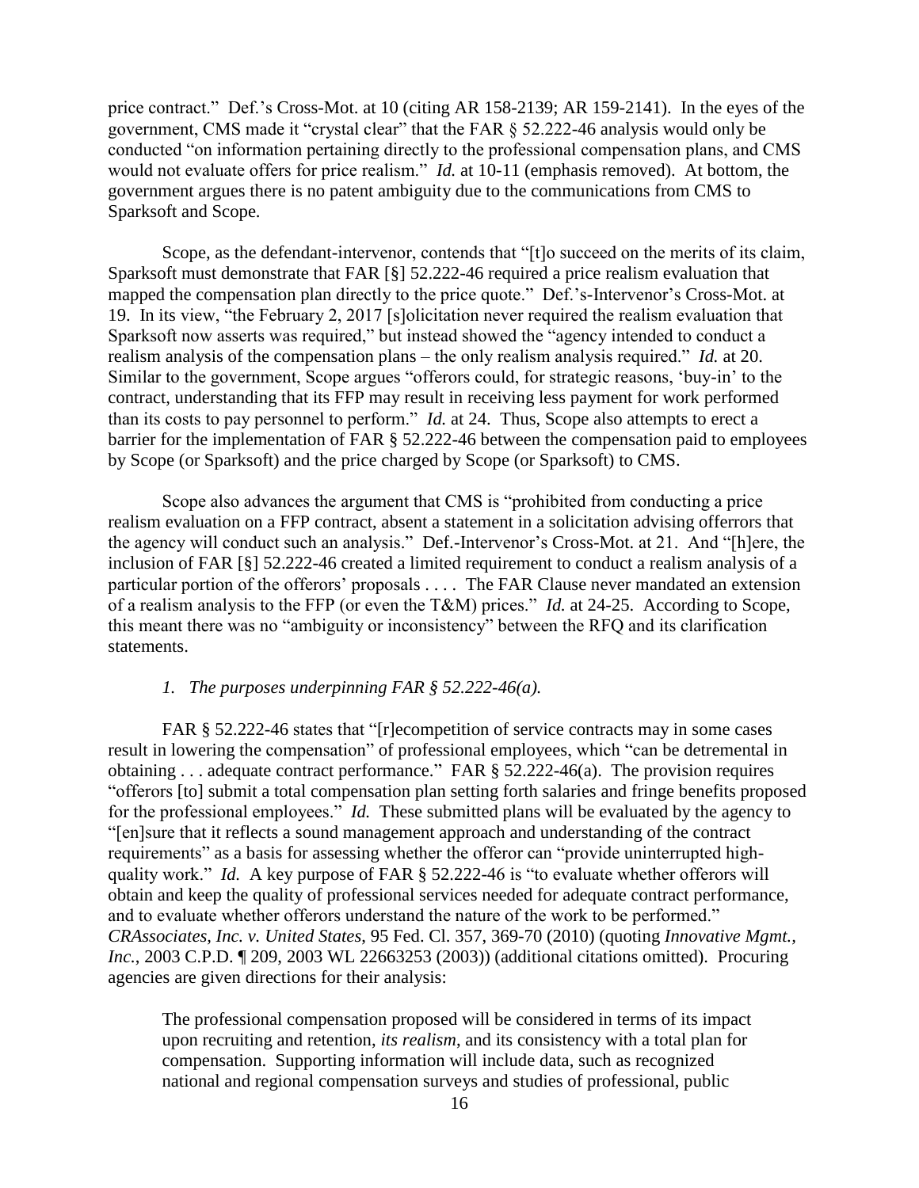price contract." Def.'s Cross-Mot. at 10 (citing AR 158-2139; AR 159-2141). In the eyes of the government, CMS made it "crystal clear" that the FAR § 52.222-46 analysis would only be conducted "on information pertaining directly to the professional compensation plans, and CMS would not evaluate offers for price realism." *Id.* at 10-11 (emphasis removed). At bottom, the government argues there is no patent ambiguity due to the communications from CMS to Sparksoft and Scope.

Scope, as the defendant-intervenor, contends that "[t]o succeed on the merits of its claim, Sparksoft must demonstrate that FAR [§] 52.222-46 required a price realism evaluation that mapped the compensation plan directly to the price quote." Def.'s-Intervenor's Cross-Mot. at 19. In its view, "the February 2, 2017 [s]olicitation never required the realism evaluation that Sparksoft now asserts was required," but instead showed the "agency intended to conduct a realism analysis of the compensation plans – the only realism analysis required." *Id.* at 20. Similar to the government, Scope argues "offerors could, for strategic reasons, 'buy-in' to the contract, understanding that its FFP may result in receiving less payment for work performed than its costs to pay personnel to perform." *Id.* at 24. Thus, Scope also attempts to erect a barrier for the implementation of FAR § 52.222-46 between the compensation paid to employees by Scope (or Sparksoft) and the price charged by Scope (or Sparksoft) to CMS.

Scope also advances the argument that CMS is "prohibited from conducting a price realism evaluation on a FFP contract, absent a statement in a solicitation advising offerrors that the agency will conduct such an analysis." Def.-Intervenor's Cross-Mot. at 21. And "[h]ere, the inclusion of FAR [§] 52.222-46 created a limited requirement to conduct a realism analysis of a particular portion of the offerors' proposals . . . . The FAR Clause never mandated an extension of a realism analysis to the FFP (or even the T&M) prices." *Id.* at 24-25. According to Scope, this meant there was no "ambiguity or inconsistency" between the RFQ and its clarification statements.

*1. The purposes underpinning FAR § 52.222-46(a).*

FAR § 52.222-46 states that "[r]ecompetition of service contracts may in some cases result in lowering the compensation" of professional employees, which "can be detremental in obtaining . . . adequate contract performance." FAR § 52.222-46(a). The provision requires "offerors [to] submit a total compensation plan setting forth salaries and fringe benefits proposed for the professional employees." *Id.* These submitted plans will be evaluated by the agency to "[en]sure that it reflects a sound management approach and understanding of the contract requirements" as a basis for assessing whether the offeror can "provide uninterrupted high-quality work." *Id.* A key purpose of FAR § 52.222-46 is "to evaluate whether offerors will obtain and keep the quality of professional services needed for adequate contract performance, and to evaluate whether offerors understand the nature of the work to be performed." *CRAssociates, Inc. v. United States*, 95 Fed. Cl. 357, 369-70 (2010) (quoting *Innovative Mgmt., Inc.*, 2003 C.P.D. ¶ 209, 2003 WL 22663253 (2003)) (additional citations omitted). Procuring agencies are given directions for their analysis:

> The professional compensation proposed will be considered in terms of its impact upon recruiting and retention, *its realism*, and its consistency with a total plan for compensation. Supporting information will include data, such as recognized national and regional compensation surveys and studies of professional, public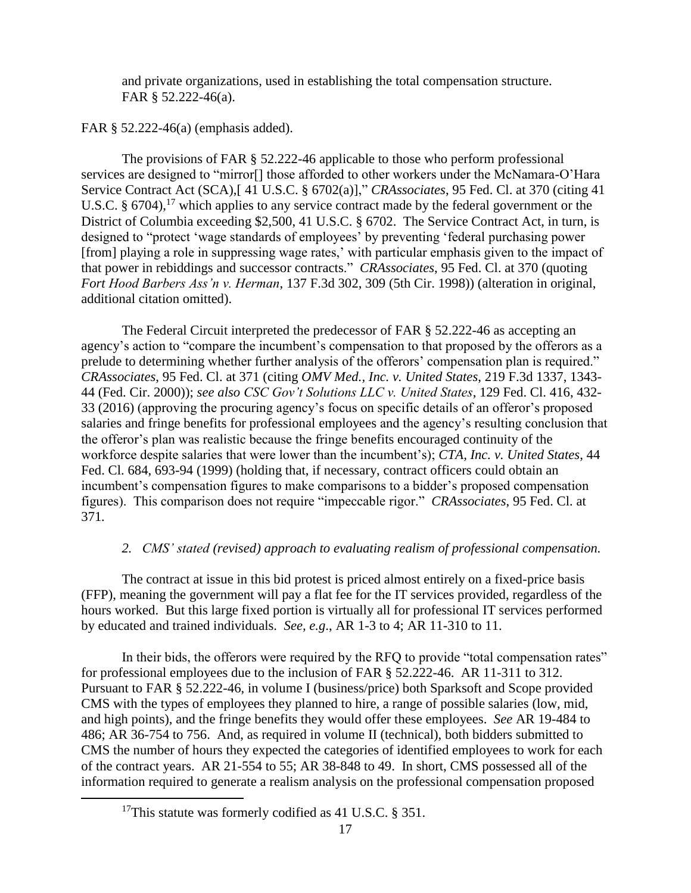and private organizations, used in establishing the total compensation structure. FAR § 52.222-46(a).

FAR § 52.222-46(a) (emphasis added).

The provisions of FAR § 52.222-46 applicable to those who perform professional services are designed to "mirror[] those afforded to other workers under the McNamara-O'Hara Service Contract Act (SCA),[ 41 U.S.C. § 6702(a)]," *CRAssociates*, 95 Fed. Cl. at 370 (citing 41 U.S.C. § 6704),[17] which applies to any service contract made by the federal government or the District of Columbia exceeding $2,500, 41 U.S.C. § 6702. The Service Contract Act, in turn, is designed to "protect 'wage standards of employees' by preventing 'federal purchasing power [from] playing a role in suppressing wage rates,' with particular emphasis given to the impact of that power in rebiddings and successor contracts." *CRAssociates*, 95 Fed. Cl. at 370 (quoting *Fort Hood Barbers Ass'n v. Herman*, 137 F.3d 302, 309 (5th Cir. 1998)) (alteration in original, additional citation omitted).

The Federal Circuit interpreted the predecessor of FAR § 52.222-46 as accepting an agency's action to "compare the incumbent's compensation to that proposed by the offerors as a prelude to determining whether further analysis of the offerors' compensation plan is required." *CRAssociates*, 95 Fed. Cl. at 371 (citing *OMV Med., Inc. v. United States*, 219 F.3d 1337, 1343-44 (Fed. Cir. 2000)); *see also CSC Gov't Solutions LLC v. United States*, 129 Fed. Cl. 416, 432-33 (2016) (approving the procuring agency's focus on specific details of an offeror's proposed salaries and fringe benefits for professional employees and the agency's resulting conclusion that the offeror's plan was realistic because the fringe benefits encouraged continuity of the workforce despite salaries that were lower than the incumbent's); *CTA, Inc. v. United States*, 44 Fed. Cl. 684, 693-94 (1999) (holding that, if necessary, contract officers could obtain an incumbent's compensation figures to make comparisons to a bidder's proposed compensation figures). This comparison does not require "impeccable rigor." *CRAssociates*, 95 Fed. Cl. at 371.

### *2. CMS' stated (revised) approach to evaluating realism of professional compensation.*

The contract at issue in this bid protest is priced almost entirely on a fixed-price basis (FFP), meaning the government will pay a flat fee for the IT services provided, regardless of the hours worked. But this large fixed portion is virtually all for professional IT services performed by educated and trained individuals. *See, e.g.*, AR 1-3 to 4; AR 11-310 to 11.

In their bids, the offerors were required by the RFQ to provide "total compensation rates" for professional employees due to the inclusion of FAR § 52.222-46. AR 11-311 to 312. Pursuant to FAR § 52.222-46, in volume I (business/price) both Sparksoft and Scope provided CMS with the types of employees they planned to hire, a range of possible salaries (low, mid, and high points), and the fringe benefits they would offer these employees. *See* AR 19-484 to 486; AR 36-754 to 756. And, as required in volume II (technical), both bidders submitted to CMS the number of hours they expected the categories of identified employees to work for each of the contract years. AR 21-554 to 55; AR 38-848 to 49. In short, CMS possessed all of the information required to generate a realism analysis on the professional compensation proposed

[17] This statute was formerly codified as 41 U.S.C. § 351.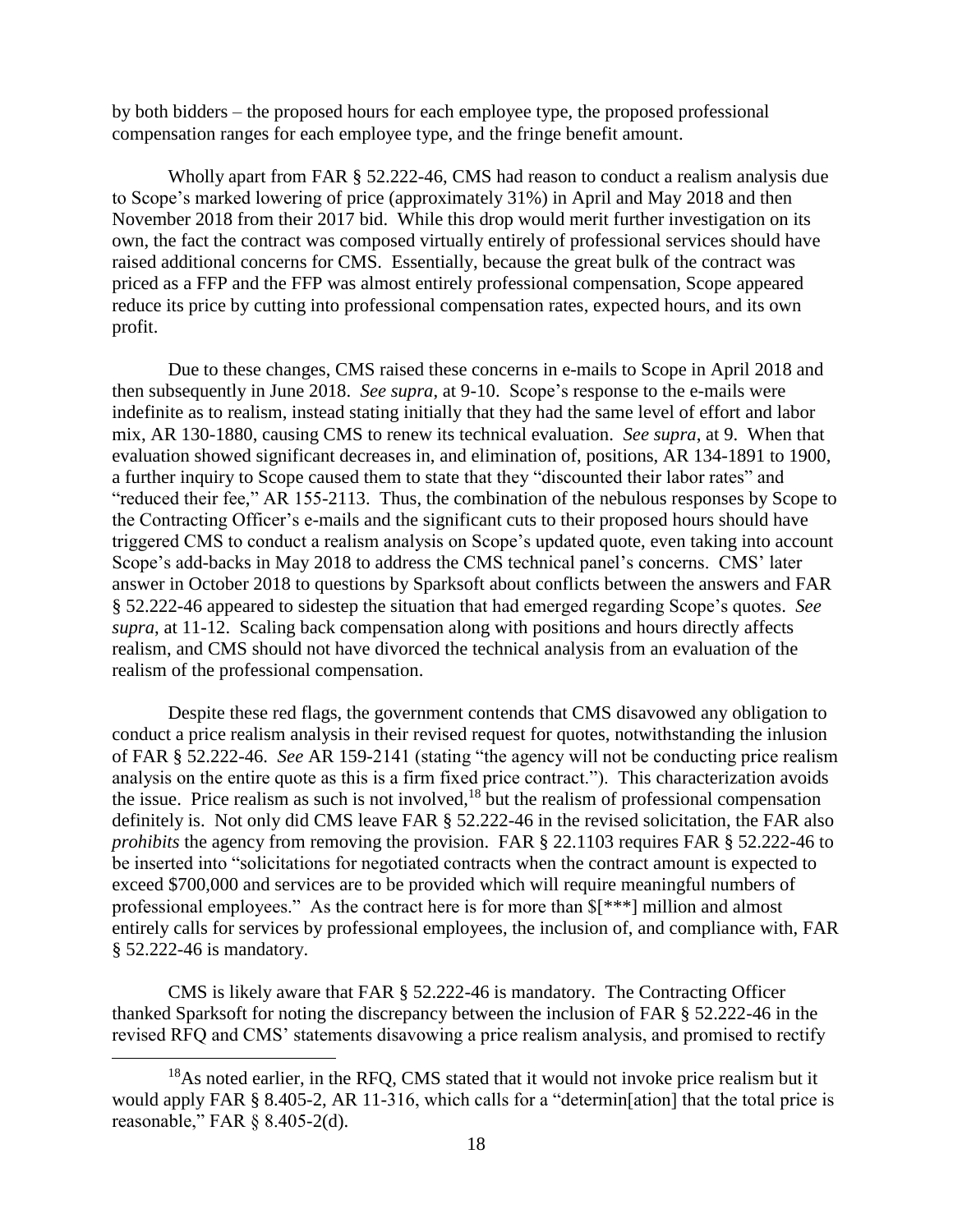by both bidders – the proposed hours for each employee type, the proposed professional compensation ranges for each employee type, and the fringe benefit amount.

Wholly apart from FAR § 52.222-46, CMS had reason to conduct a realism analysis due to Scope's marked lowering of price (approximately 31%) in April and May 2018 and then November 2018 from their 2017 bid. While this drop would merit further investigation on its own, the fact the contract was composed virtually entirely of professional services should have raised additional concerns for CMS. Essentially, because the great bulk of the contract was priced as a FFP and the FFP was almost entirely professional compensation, Scope appeared reduce its price by cutting into professional compensation rates, expected hours, and its own profit.

Due to these changes, CMS raised these concerns in e-mails to Scope in April 2018 and then subsequently in June 2018. *See supra*, at 9-10. Scope's response to the e-mails were indefinite as to realism, instead stating initially that they had the same level of effort and labor mix, AR 130-1880, causing CMS to renew its technical evaluation. *See supra*, at 9. When that evaluation showed significant decreases in, and elimination of, positions, AR 134-1891 to 1900, a further inquiry to Scope caused them to state that they "discounted their labor rates" and "reduced their fee," AR 155-2113. Thus, the combination of the nebulous responses by Scope to the Contracting Officer's e-mails and the significant cuts to their proposed hours should have triggered CMS to conduct a realism analysis on Scope's updated quote, even taking into account Scope's add-backs in May 2018 to address the CMS technical panel's concerns. CMS' later answer in October 2018 to questions by Sparksoft about conflicts between the answers and FAR § 52.222-46 appeared to sidestep the situation that had emerged regarding Scope's quotes. *See supra*, at 11-12. Scaling back compensation along with positions and hours directly affects realism, and CMS should not have divorced the technical analysis from an evaluation of the realism of the professional compensation.

Despite these red flags, the government contends that CMS disavowed any obligation to conduct a price realism analysis in their revised request for quotes, notwithstanding the inlusion of FAR § 52.222-46. *See* AR 159-2141 (stating "the agency will not be conducting price realism analysis on the entire quote as this is a firm fixed price contract."). This characterization avoids the issue. Price realism as such is not involved,[18] but the realism of professional compensation definitely is. Not only did CMS leave FAR § 52.222-46 in the revised solicitation, the FAR also *prohibits* the agency from removing the provision. FAR § 22.1103 requires FAR § 52.222-46 to be inserted into "solicitations for negotiated contracts when the contract amount is expected to exceed $700,000 and services are to be provided which will require meaningful numbers of professional employees." As the contract here is for more than $[***] million and almost entirely calls for services by professional employees, the inclusion of, and compliance with, FAR § 52.222-46 is mandatory.

CMS is likely aware that FAR § 52.222-46 is mandatory. The Contracting Officer thanked Sparksoft for noting the discrepancy between the inclusion of FAR § 52.222-46 in the revised RFQ and CMS' statements disavowing a price realism analysis, and promised to rectify

---

[18] As noted earlier, in the RFQ, CMS stated that it would not invoke price realism but it would apply FAR § 8.405-2, AR 11-316, which calls for a "determin[ation] that the total price is reasonable," FAR § 8.405-2(d).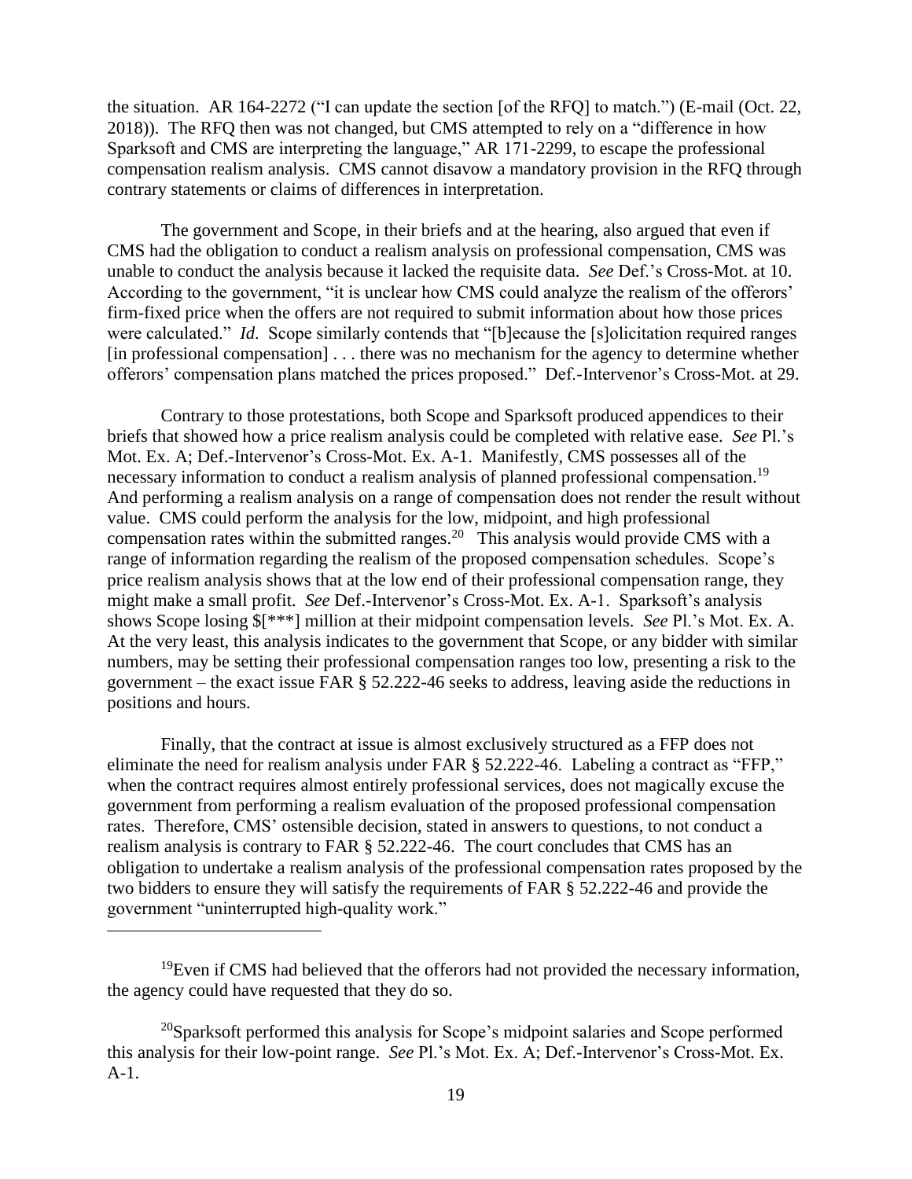the situation. AR 164-2272 ("I can update the section [of the RFQ] to match.") (E-mail (Oct. 22, 2018)). The RFQ then was not changed, but CMS attempted to rely on a "difference in how Sparksoft and CMS are interpreting the language," AR 171-2299, to escape the professional compensation realism analysis. CMS cannot disavow a mandatory provision in the RFQ through contrary statements or claims of differences in interpretation.

The government and Scope, in their briefs and at the hearing, also argued that even if CMS had the obligation to conduct a realism analysis on professional compensation, CMS was unable to conduct the analysis because it lacked the requisite data. *See* Def.'s Cross-Mot. at 10. According to the government, "it is unclear how CMS could analyze the realism of the offerors' firm-fixed price when the offers are not required to submit information about how those prices were calculated." *Id*. Scope similarly contends that "[b]ecause the [s]olicitation required ranges [in professional compensation] . . . there was no mechanism for the agency to determine whether offerors' compensation plans matched the prices proposed." Def.-Intervenor's Cross-Mot. at 29.

Contrary to those protestations, both Scope and Sparksoft produced appendices to their briefs that showed how a price realism analysis could be completed with relative ease. *See* Pl.'s Mot. Ex. A; Def.-Intervenor's Cross-Mot. Ex. A-1. Manifestly, CMS possesses all of the necessary information to conduct a realism analysis of planned professional compensation.[19] And performing a realism analysis on a range of compensation does not render the result without value. CMS could perform the analysis for the low, midpoint, and high professional compensation rates within the submitted ranges.[20] This analysis would provide CMS with a range of information regarding the realism of the proposed compensation schedules. Scope's price realism analysis shows that at the low end of their professional compensation range, they might make a small profit. *See* Def.-Intervenor's Cross-Mot. Ex. A-1. Sparksoft's analysis shows Scope losing $[***] million at their midpoint compensation levels. *See* Pl.'s Mot. Ex. A. At the very least, this analysis indicates to the government that Scope, or any bidder with similar numbers, may be setting their professional compensation ranges too low, presenting a risk to the government – the exact issue FAR § 52.222-46 seeks to address, leaving aside the reductions in positions and hours.

Finally, that the contract at issue is almost exclusively structured as a FFP does not eliminate the need for realism analysis under FAR § 52.222-46. Labeling a contract as "FFP," when the contract requires almost entirely professional services, does not magically excuse the government from performing a realism evaluation of the proposed professional compensation rates. Therefore, CMS' ostensible decision, stated in answers to questions, to not conduct a realism analysis is contrary to FAR § 52.222-46. The court concludes that CMS has an obligation to undertake a realism analysis of the professional compensation rates proposed by the two bidders to ensure they will satisfy the requirements of FAR § 52.222-46 and provide the government "uninterrupted high-quality work."

---

[19] Even if CMS had believed that the offerors had not provided the necessary information, the agency could have requested that they do so.

[20] Sparksoft performed this analysis for Scope's midpoint salaries and Scope performed this analysis for their low-point range. *See* Pl.'s Mot. Ex. A; Def.-Intervenor's Cross-Mot. Ex. A-1.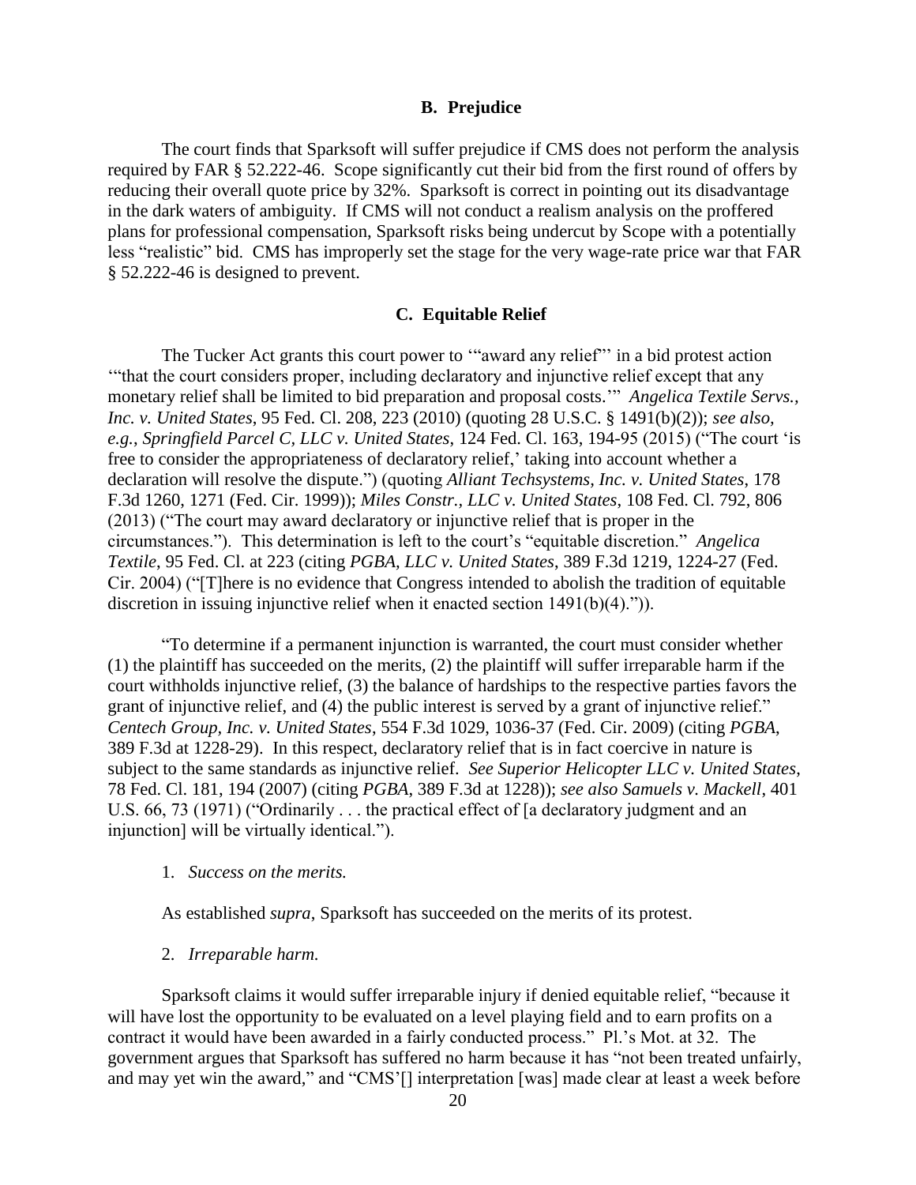### B. Prejudice

The court finds that Sparksoft will suffer prejudice if CMS does not perform the analysis required by FAR § 52.222-46. Scope significantly cut their bid from the first round of offers by reducing their overall quote price by 32%. Sparksoft is correct in pointing out its disadvantage in the dark waters of ambiguity. If CMS will not conduct a realism analysis on the proffered plans for professional compensation, Sparksoft risks being undercut by Scope with a potentially less "realistic" bid. CMS has improperly set the stage for the very wage-rate price war that FAR § 52.222-46 is designed to prevent.

### C. Equitable Relief

The Tucker Act grants this court power to '"award any relief"' in a bid protest action '"that the court considers proper, including declaratory and injunctive relief except that any monetary relief shall be limited to bid preparation and proposal costs.'" *Angelica Textile Servs., Inc. v. United States*, 95 Fed. Cl. 208, 223 (2010) (quoting 28 U.S.C. § 1491(b)(2)); *see also, e.g.*, *Springfield Parcel C, LLC v. United States*, 124 Fed. Cl. 163, 194-95 (2015) ("The court 'is free to consider the appropriateness of declaratory relief,' taking into account whether a declaration will resolve the dispute.") (quoting *Alliant Techsystems, Inc. v. United States*, 178 F.3d 1260, 1271 (Fed. Cir. 1999)); *Miles Constr., LLC v. United States*, 108 Fed. Cl. 792, 806 (2013) ("The court may award declaratory or injunctive relief that is proper in the circumstances."). This determination is left to the court's "equitable discretion." *Angelica Textile*, 95 Fed. Cl. at 223 (citing *PGBA, LLC v. United States*, 389 F.3d 1219, 1224-27 (Fed. Cir. 2004) ("[T]here is no evidence that Congress intended to abolish the tradition of equitable discretion in issuing injunctive relief when it enacted section 1491(b)(4).")).

"To determine if a permanent injunction is warranted, the court must consider whether (1) the plaintiff has succeeded on the merits, (2) the plaintiff will suffer irreparable harm if the court withholds injunctive relief, (3) the balance of hardships to the respective parties favors the grant of injunctive relief, and (4) the public interest is served by a grant of injunctive relief." *Centech Group, Inc. v. United States*, 554 F.3d 1029, 1036-37 (Fed. Cir. 2009) (citing *PGBA*, 389 F.3d at 1228-29). In this respect, declaratory relief that is in fact coercive in nature is subject to the same standards as injunctive relief. *See Superior Helicopter LLC v. United States*, 78 Fed. Cl. 181, 194 (2007) (citing *PGBA*, 389 F.3d at 1228)); *see also Samuels v. Mackell*, 401 U.S. 66, 73 (1971) ("Ordinarily . . . the practical effect of [a declaratory judgment and an injunction] will be virtually identical.").

1. *Success on the merits.*

As established *supra*, Sparksoft has succeeded on the merits of its protest.

2. *Irreparable harm.*

Sparksoft claims it would suffer irreparable injury if denied equitable relief, "because it will have lost the opportunity to be evaluated on a level playing field and to earn profits on a contract it would have been awarded in a fairly conducted process." Pl.'s Mot. at 32. The government argues that Sparksoft has suffered no harm because it has "not been treated unfairly, and may yet win the award," and "CMS'[] interpretation [was] made clear at least a week before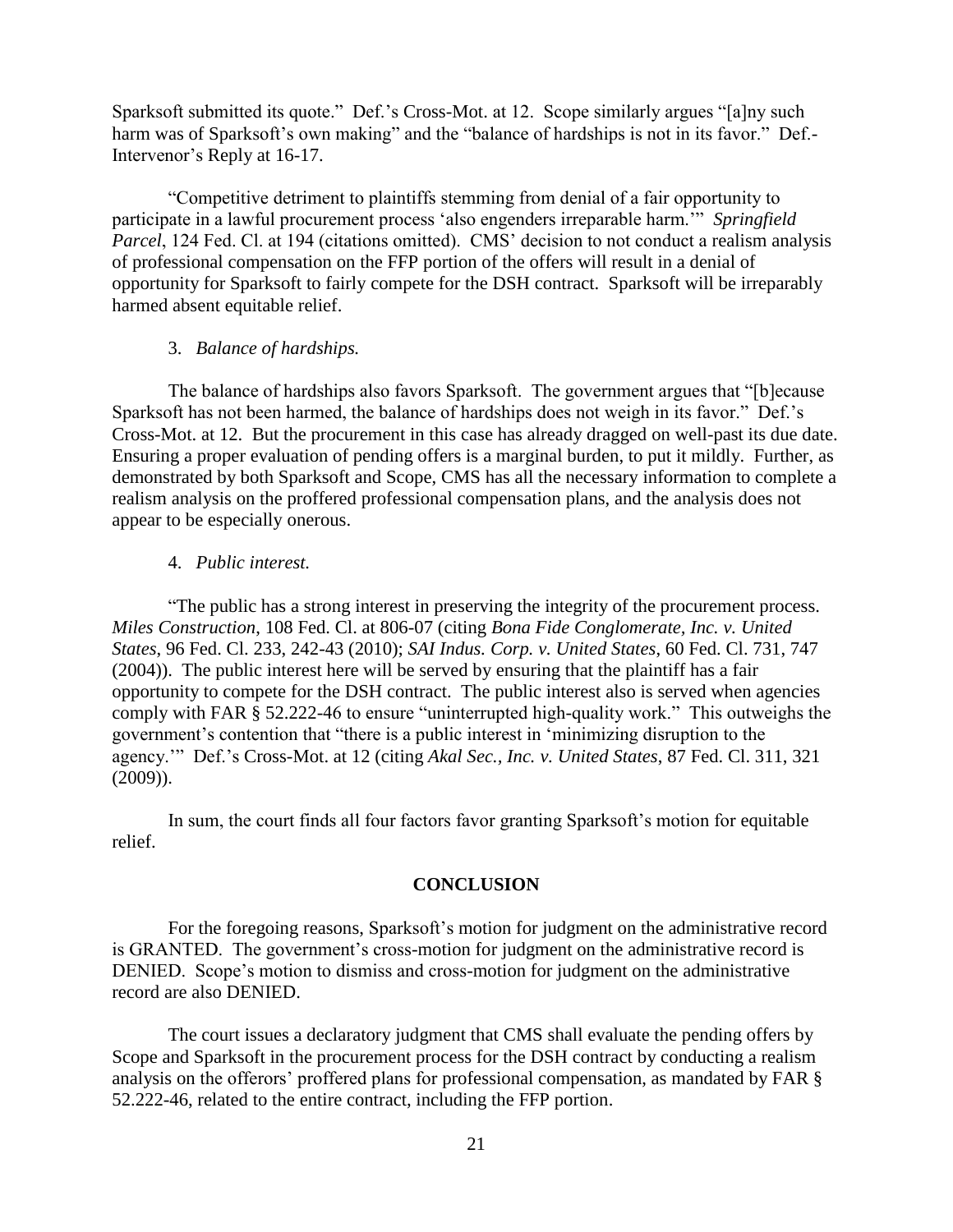Sparksoft submitted its quote." Def.'s Cross-Mot. at 12. Scope similarly argues "[a]ny such harm was of Sparksoft's own making" and the "balance of hardships is not in its favor." Def.-Intervenor's Reply at 16-17.

"Competitive detriment to plaintiffs stemming from denial of a fair opportunity to participate in a lawful procurement process 'also engenders irreparable harm.'" *Springfield Parcel*, 124 Fed. Cl. at 194 (citations omitted). CMS' decision to not conduct a realism analysis of professional compensation on the FFP portion of the offers will result in a denial of opportunity for Sparksoft to fairly compete for the DSH contract. Sparksoft will be irreparably harmed absent equitable relief.

3. *Balance of hardships.*

The balance of hardships also favors Sparksoft. The government argues that "[b]ecause Sparksoft has not been harmed, the balance of hardships does not weigh in its favor." Def.'s Cross-Mot. at 12. But the procurement in this case has already dragged on well-past its due date. Ensuring a proper evaluation of pending offers is a marginal burden, to put it mildly. Further, as demonstrated by both Sparksoft and Scope, CMS has all the necessary information to complete a realism analysis on the proffered professional compensation plans, and the analysis does not appear to be especially onerous.

4. *Public interest.*

"The public has a strong interest in preserving the integrity of the procurement process. *Miles Construction*, 108 Fed. Cl. at 806-07 (citing *Bona Fide Conglomerate, Inc. v. United States*, 96 Fed. Cl. 233, 242-43 (2010); *SAI Indus. Corp. v. United States*, 60 Fed. Cl. 731, 747 (2004)). The public interest here will be served by ensuring that the plaintiff has a fair opportunity to compete for the DSH contract. The public interest also is served when agencies comply with FAR § 52.222-46 to ensure "uninterrupted high-quality work." This outweighs the government's contention that "there is a public interest in 'minimizing disruption to the agency.'" Def.'s Cross-Mot. at 12 (citing *Akal Sec., Inc. v. United States*, 87 Fed. Cl. 311, 321 (2009)).

In sum, the court finds all four factors favor granting Sparksoft's motion for equitable relief.

## CONCLUSION

For the foregoing reasons, Sparksoft's motion for judgment on the administrative record is GRANTED. The government's cross-motion for judgment on the administrative record is DENIED. Scope's motion to dismiss and cross-motion for judgment on the administrative record are also DENIED.

The court issues a declaratory judgment that CMS shall evaluate the pending offers by Scope and Sparksoft in the procurement process for the DSH contract by conducting a realism analysis on the offerors' proffered plans for professional compensation, as mandated by FAR § 52.222-46, related to the entire contract, including the FFP portion.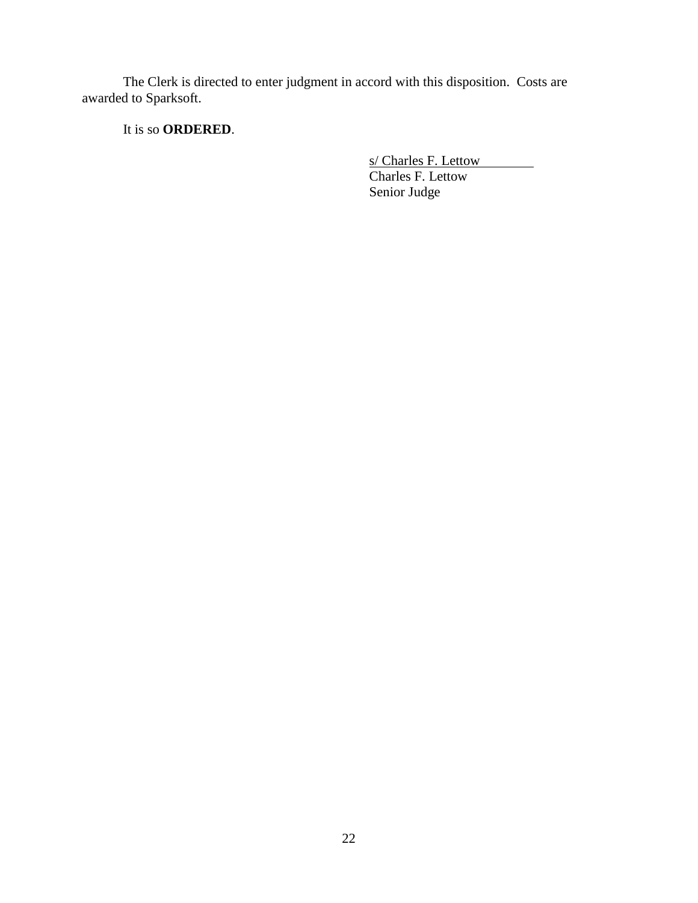The Clerk is directed to enter judgment in accord with this disposition. Costs are awarded to Sparksoft.

It is so **ORDERED**.

s/ Charles F. Lettow
Charles F. Lettow
Senior Judge